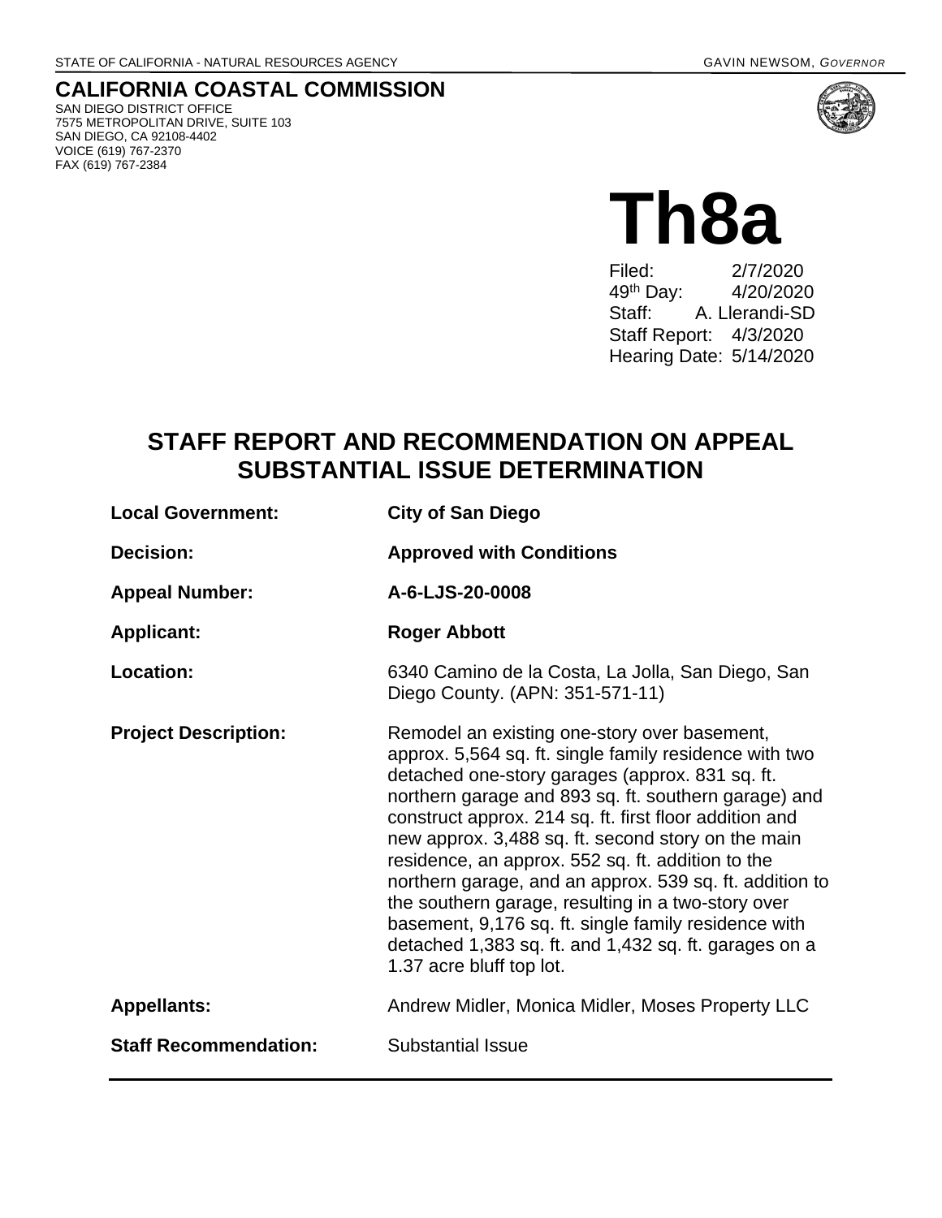STATE OF CALIFORNIA - NATURAL RESOURCES AGENCY GAVIN NEWSOM, *GOVERNOR*

# CALIFORNIA COASTAL COMMISSION

SAN DIEGO DISTRICT OFFICE
7575 METROPOLITAN DRIVE, SUITE 103
SAN DIEGO, CA 92108-4402
VOICE (619) 767-2370
FAX (619) 767-2384

# Th8a

Filed: 2/7/2020
49th Day: 4/20/2020
Staff: A. Llerandi-SD
Staff Report: 4/3/2020
Hearing Date: 5/14/2020

## STAFF REPORT AND RECOMMENDATION ON APPEAL SUBSTANTIAL ISSUE DETERMINATION

**Local Government:** **City of San Diego**

**Decision:** **Approved with Conditions**

**Appeal Number:** **A-6-LJS-20-0008**

**Applicant:** **Roger Abbott**

**Location:** 6340 Camino de la Costa, La Jolla, San Diego, San Diego County. (APN: 351-571-11)

**Project Description:** Remodel an existing one-story over basement, approx. 5,564 sq. ft. single family residence with two detached one-story garages (approx. 831 sq. ft. northern garage and 893 sq. ft. southern garage) and construct approx. 214 sq. ft. first floor addition and new approx. 3,488 sq. ft. second story on the main residence, an approx. 552 sq. ft. addition to the northern garage, and an approx. 539 sq. ft. addition to the southern garage, resulting in a two-story over basement, 9,176 sq. ft. single family residence with detached 1,383 sq. ft. and 1,432 sq. ft. garages on a 1.37 acre bluff top lot.

**Appellants:** Andrew Midler, Monica Midler, Moses Property LLC

**Staff Recommendation:** Substantial Issue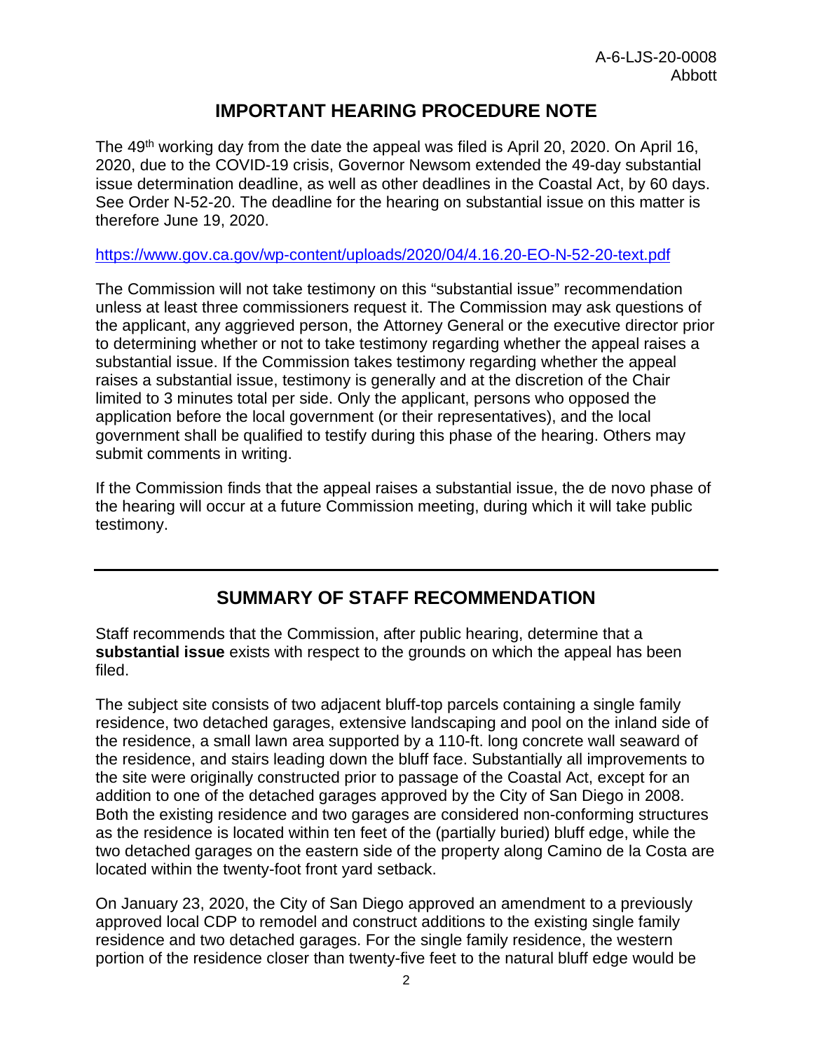## IMPORTANT HEARING PROCEDURE NOTE

The 49th working day from the date the appeal was filed is April 20, 2020. On April 16, 2020, due to the COVID-19 crisis, Governor Newsom extended the 49-day substantial issue determination deadline, as well as other deadlines in the Coastal Act, by 60 days. See Order N-52-20. The deadline for the hearing on substantial issue on this matter is therefore June 19, 2020.

https://www.gov.ca.gov/wp-content/uploads/2020/04/4.16.20-EO-N-52-20-text.pdf

The Commission will not take testimony on this "substantial issue" recommendation unless at least three commissioners request it. The Commission may ask questions of the applicant, any aggrieved person, the Attorney General or the executive director prior to determining whether or not to take testimony regarding whether the appeal raises a substantial issue. If the Commission takes testimony regarding whether the appeal raises a substantial issue, testimony is generally and at the discretion of the Chair limited to 3 minutes total per side. Only the applicant, persons who opposed the application before the local government (or their representatives), and the local government shall be qualified to testify during this phase of the hearing. Others may submit comments in writing.

If the Commission finds that the appeal raises a substantial issue, the de novo phase of the hearing will occur at a future Commission meeting, during which it will take public testimony.

---

## SUMMARY OF STAFF RECOMMENDATION

Staff recommends that the Commission, after public hearing, determine that a **substantial issue** exists with respect to the grounds on which the appeal has been filed.

The subject site consists of two adjacent bluff-top parcels containing a single family residence, two detached garages, extensive landscaping and pool on the inland side of the residence, a small lawn area supported by a 110-ft. long concrete wall seaward of the residence, and stairs leading down the bluff face. Substantially all improvements to the site were originally constructed prior to passage of the Coastal Act, except for an addition to one of the detached garages approved by the City of San Diego in 2008. Both the existing residence and two garages are considered non-conforming structures as the residence is located within ten feet of the (partially buried) bluff edge, while the two detached garages on the eastern side of the property along Camino de la Costa are located within the twenty-foot front yard setback.

On January 23, 2020, the City of San Diego approved an amendment to a previously approved local CDP to remodel and construct additions to the existing single family residence and two detached garages. For the single family residence, the western portion of the residence closer than twenty-five feet to the natural bluff edge would be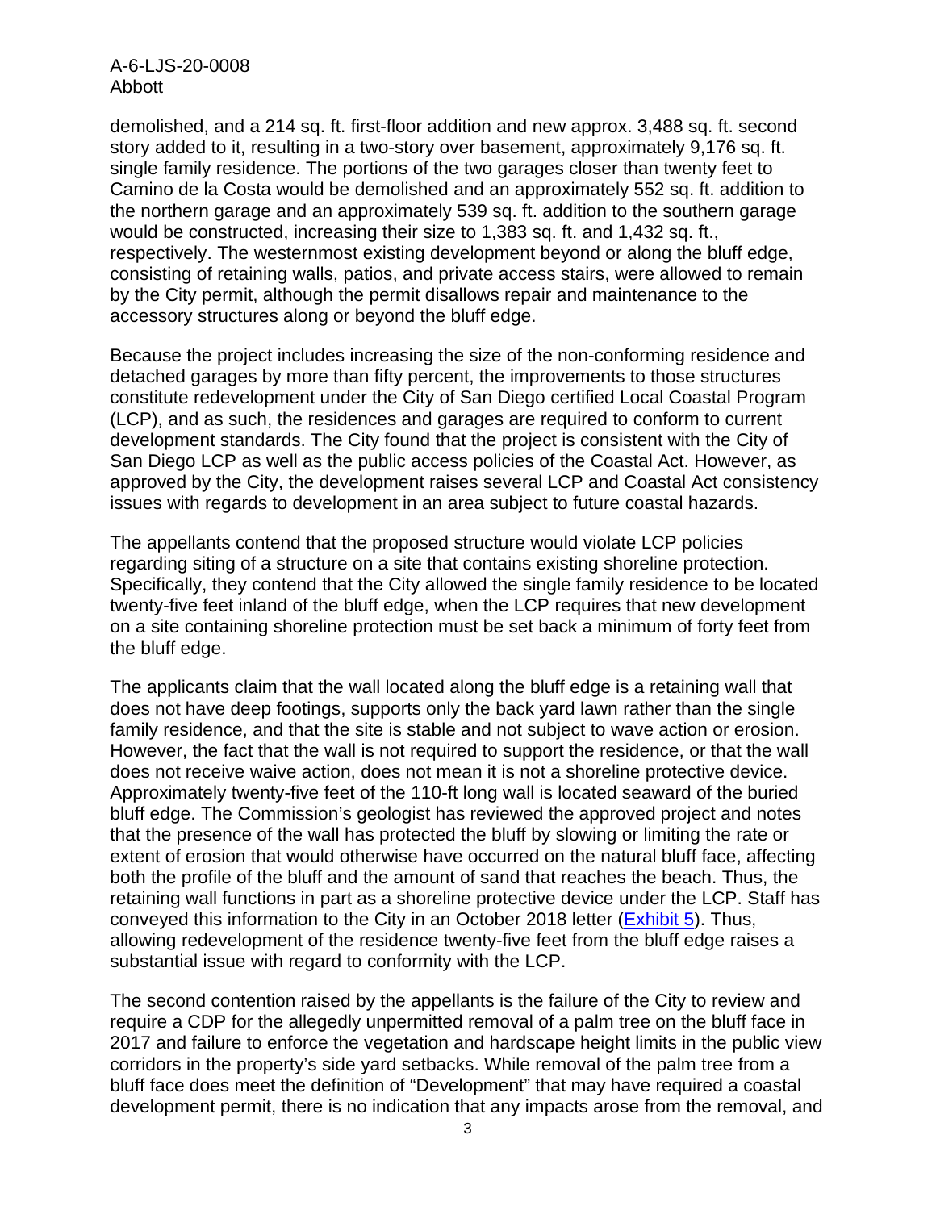demolished, and a 214 sq. ft. first-floor addition and new approx. 3,488 sq. ft. second story added to it, resulting in a two-story over basement, approximately 9,176 sq. ft. single family residence. The portions of the two garages closer than twenty feet to Camino de la Costa would be demolished and an approximately 552 sq. ft. addition to the northern garage and an approximately 539 sq. ft. addition to the southern garage would be constructed, increasing their size to 1,383 sq. ft. and 1,432 sq. ft., respectively. The westernmost existing development beyond or along the bluff edge, consisting of retaining walls, patios, and private access stairs, were allowed to remain by the City permit, although the permit disallows repair and maintenance to the accessory structures along or beyond the bluff edge.

Because the project includes increasing the size of the non-conforming residence and detached garages by more than fifty percent, the improvements to those structures constitute redevelopment under the City of San Diego certified Local Coastal Program (LCP), and as such, the residences and garages are required to conform to current development standards. The City found that the project is consistent with the City of San Diego LCP as well as the public access policies of the Coastal Act. However, as approved by the City, the development raises several LCP and Coastal Act consistency issues with regards to development in an area subject to future coastal hazards.

The appellants contend that the proposed structure would violate LCP policies regarding siting of a structure on a site that contains existing shoreline protection. Specifically, they contend that the City allowed the single family residence to be located twenty-five feet inland of the bluff edge, when the LCP requires that new development on a site containing shoreline protection must be set back a minimum of forty feet from the bluff edge.

The applicants claim that the wall located along the bluff edge is a retaining wall that does not have deep footings, supports only the back yard lawn rather than the single family residence, and that the site is stable and not subject to wave action or erosion. However, the fact that the wall is not required to support the residence, or that the wall does not receive waive action, does not mean it is not a shoreline protective device. Approximately twenty-five feet of the 110-ft long wall is located seaward of the buried bluff edge. The Commission's geologist has reviewed the approved project and notes that the presence of the wall has protected the bluff by slowing or limiting the rate or extent of erosion that would otherwise have occurred on the natural bluff face, affecting both the profile of the bluff and the amount of sand that reaches the beach. Thus, the retaining wall functions in part as a shoreline protective device under the LCP. Staff has conveyed this information to the City in an October 2018 letter (Exhibit 5). Thus, allowing redevelopment of the residence twenty-five feet from the bluff edge raises a substantial issue with regard to conformity with the LCP.

The second contention raised by the appellants is the failure of the City to review and require a CDP for the allegedly unpermitted removal of a palm tree on the bluff face in 2017 and failure to enforce the vegetation and hardscape height limits in the public view corridors in the property's side yard setbacks. While removal of the palm tree from a bluff face does meet the definition of "Development" that may have required a coastal development permit, there is no indication that any impacts arose from the removal, and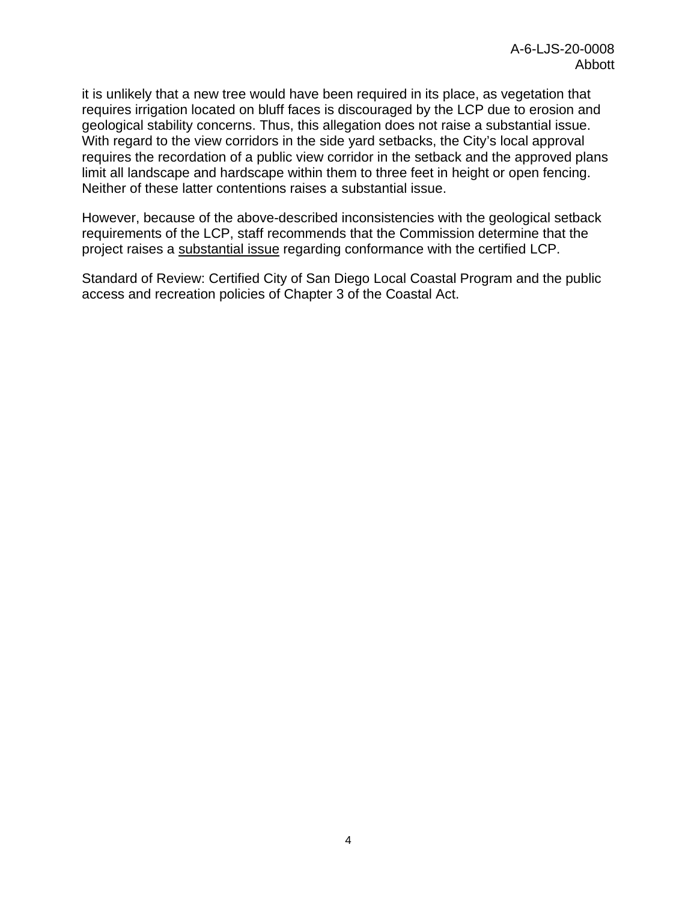it is unlikely that a new tree would have been required in its place, as vegetation that requires irrigation located on bluff faces is discouraged by the LCP due to erosion and geological stability concerns. Thus, this allegation does not raise a substantial issue. With regard to the view corridors in the side yard setbacks, the City's local approval requires the recordation of a public view corridor in the setback and the approved plans limit all landscape and hardscape within them to three feet in height or open fencing. Neither of these latter contentions raises a substantial issue.

However, because of the above-described inconsistencies with the geological setback requirements of the LCP, staff recommends that the Commission determine that the project raises a <u>substantial issue</u> regarding conformance with the certified LCP.

Standard of Review: Certified City of San Diego Local Coastal Program and the public access and recreation policies of Chapter 3 of the Coastal Act.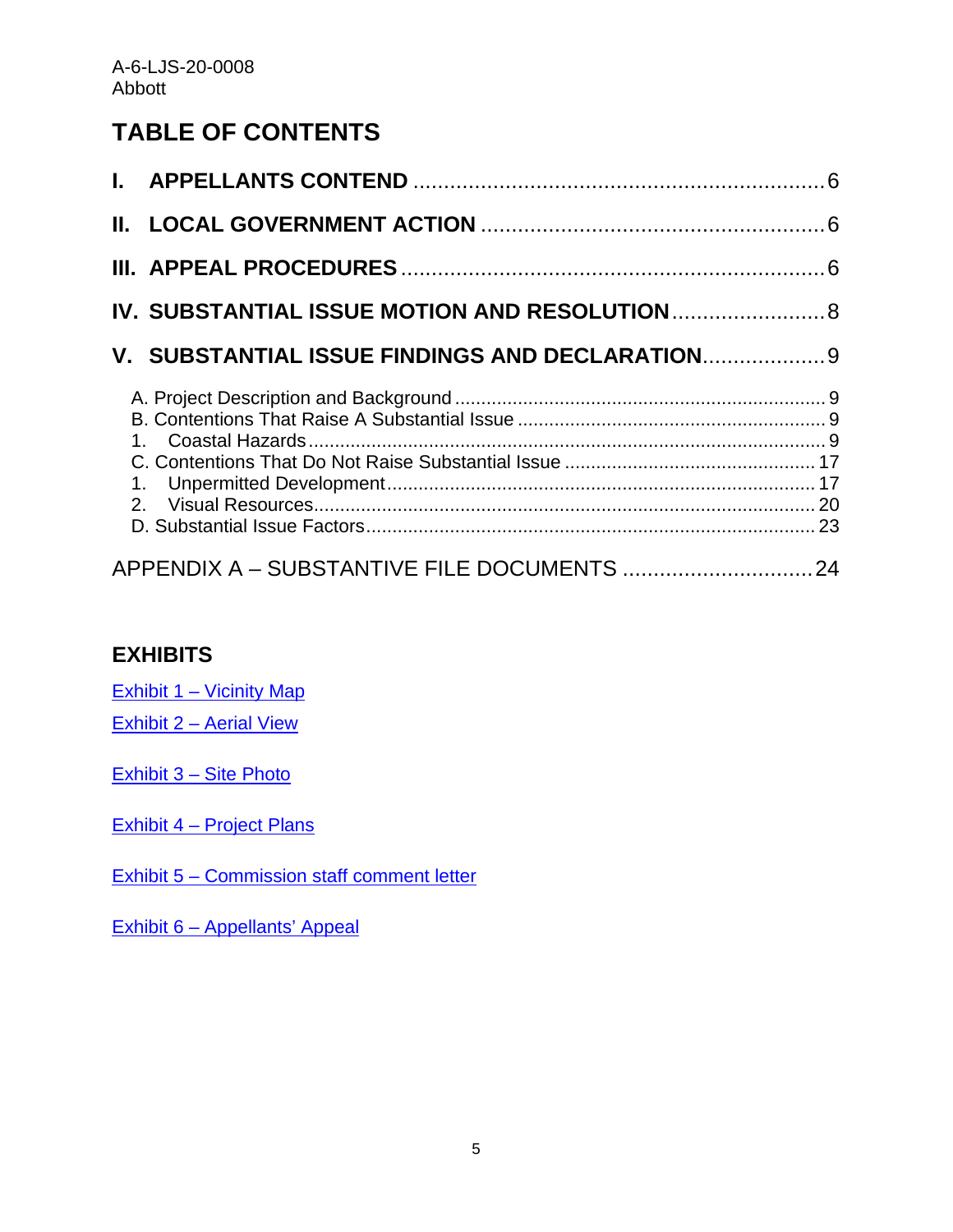# TABLE OF CONTENTS

**I. APPELLANTS CONTEND** .......... 6

**II. LOCAL GOVERNMENT ACTION** .......... 6

**III. APPEAL PROCEDURES** .......... 6

**IV. SUBSTANTIAL ISSUE MOTION AND RESOLUTION** .......... 8

**V. SUBSTANTIAL ISSUE FINDINGS AND DECLARATION** .......... 9

- A. Project Description and Background .......... 9
- B. Contentions That Raise A Substantial Issue .......... 9
  1. Coastal Hazards .......... 9
- C. Contentions That Do Not Raise Substantial Issue .......... 17
  1. Unpermitted Development .......... 17
  2. Visual Resources .......... 20
- D. Substantial Issue Factors .......... 23

APPENDIX A – SUBSTANTIVE FILE DOCUMENTS .......... 24

## EXHIBITS

Exhibit 1 – Vicinity Map

Exhibit 2 – Aerial View

Exhibit 3 – Site Photo

Exhibit 4 – Project Plans

Exhibit 5 – Commission staff comment letter

Exhibit 6 – Appellants' Appeal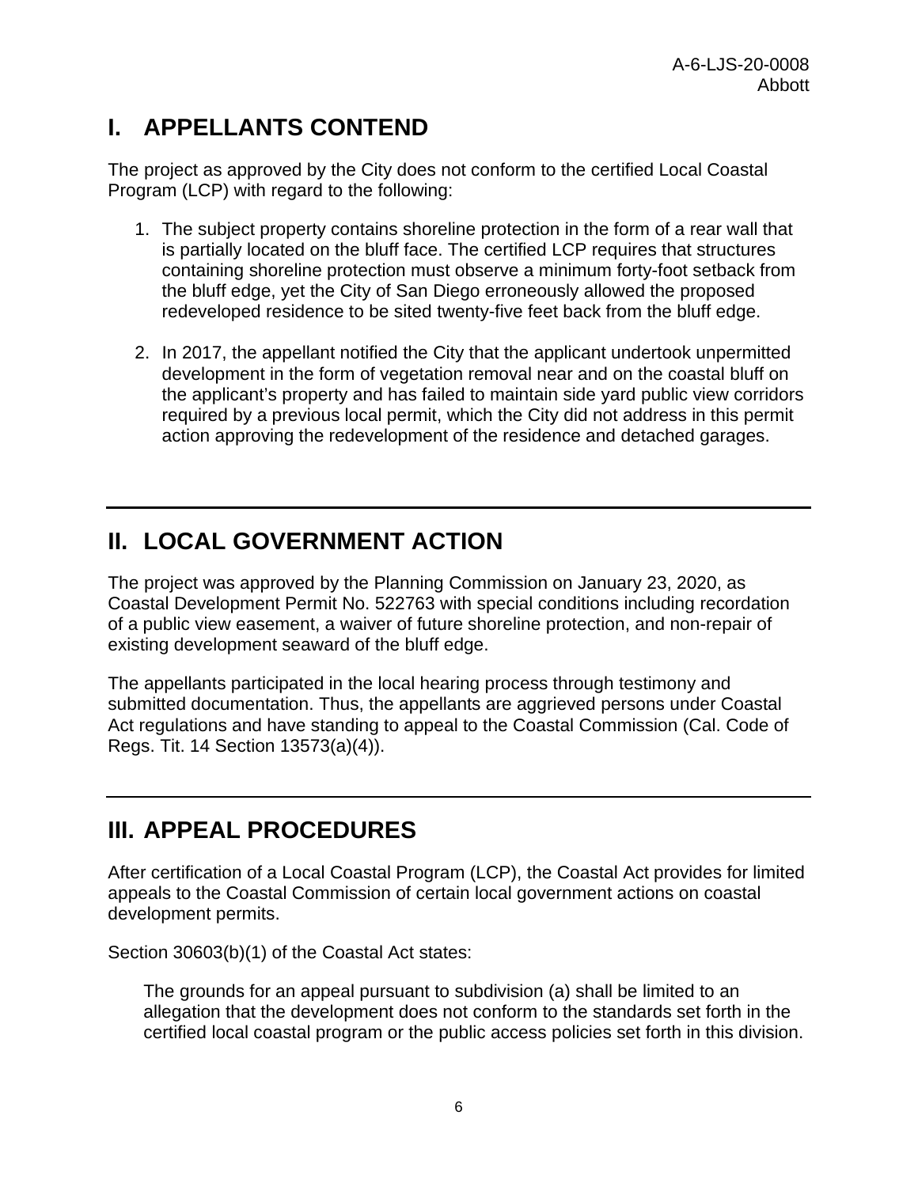## I. APPELLANTS CONTEND

The project as approved by the City does not conform to the certified Local Coastal Program (LCP) with regard to the following:

1. The subject property contains shoreline protection in the form of a rear wall that is partially located on the bluff face. The certified LCP requires that structures containing shoreline protection must observe a minimum forty-foot setback from the bluff edge, yet the City of San Diego erroneously allowed the proposed redeveloped residence to be sited twenty-five feet back from the bluff edge.

2. In 2017, the appellant notified the City that the applicant undertook unpermitted development in the form of vegetation removal near and on the coastal bluff on the applicant's property and has failed to maintain side yard public view corridors required by a previous local permit, which the City did not address in this permit action approving the redevelopment of the residence and detached garages.

## II. LOCAL GOVERNMENT ACTION

The project was approved by the Planning Commission on January 23, 2020, as Coastal Development Permit No. 522763 with special conditions including recordation of a public view easement, a waiver of future shoreline protection, and non-repair of existing development seaward of the bluff edge.

The appellants participated in the local hearing process through testimony and submitted documentation. Thus, the appellants are aggrieved persons under Coastal Act regulations and have standing to appeal to the Coastal Commission (Cal. Code of Regs. Tit. 14 Section 13573(a)(4)).

## III. APPEAL PROCEDURES

After certification of a Local Coastal Program (LCP), the Coastal Act provides for limited appeals to the Coastal Commission of certain local government actions on coastal development permits.

Section 30603(b)(1) of the Coastal Act states:

> The grounds for an appeal pursuant to subdivision (a) shall be limited to an allegation that the development does not conform to the standards set forth in the certified local coastal program or the public access policies set forth in this division.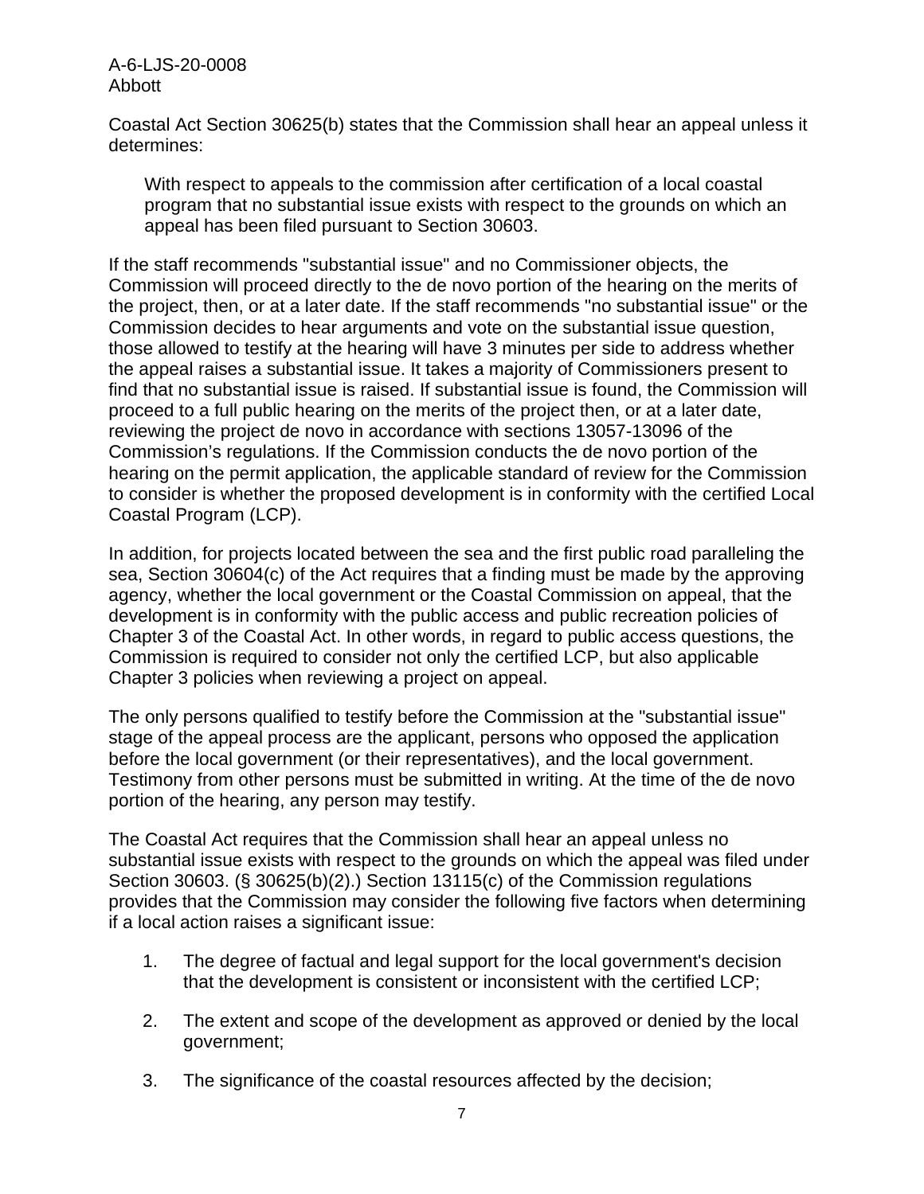Coastal Act Section 30625(b) states that the Commission shall hear an appeal unless it determines:

> With respect to appeals to the commission after certification of a local coastal program that no substantial issue exists with respect to the grounds on which an appeal has been filed pursuant to Section 30603.

If the staff recommends "substantial issue" and no Commissioner objects, the Commission will proceed directly to the de novo portion of the hearing on the merits of the project, then, or at a later date. If the staff recommends "no substantial issue" or the Commission decides to hear arguments and vote on the substantial issue question, those allowed to testify at the hearing will have 3 minutes per side to address whether the appeal raises a substantial issue. It takes a majority of Commissioners present to find that no substantial issue is raised. If substantial issue is found, the Commission will proceed to a full public hearing on the merits of the project then, or at a later date, reviewing the project de novo in accordance with sections 13057-13096 of the Commission's regulations. If the Commission conducts the de novo portion of the hearing on the permit application, the applicable standard of review for the Commission to consider is whether the proposed development is in conformity with the certified Local Coastal Program (LCP).

In addition, for projects located between the sea and the first public road paralleling the sea, Section 30604(c) of the Act requires that a finding must be made by the approving agency, whether the local government or the Coastal Commission on appeal, that the development is in conformity with the public access and public recreation policies of Chapter 3 of the Coastal Act. In other words, in regard to public access questions, the Commission is required to consider not only the certified LCP, but also applicable Chapter 3 policies when reviewing a project on appeal.

The only persons qualified to testify before the Commission at the "substantial issue" stage of the appeal process are the applicant, persons who opposed the application before the local government (or their representatives), and the local government. Testimony from other persons must be submitted in writing. At the time of the de novo portion of the hearing, any person may testify.

The Coastal Act requires that the Commission shall hear an appeal unless no substantial issue exists with respect to the grounds on which the appeal was filed under Section 30603. (§ 30625(b)(2).) Section 13115(c) of the Commission regulations provides that the Commission may consider the following five factors when determining if a local action raises a significant issue:

1. The degree of factual and legal support for the local government's decision that the development is consistent or inconsistent with the certified LCP;
2. The extent and scope of the development as approved or denied by the local government;
3. The significance of the coastal resources affected by the decision;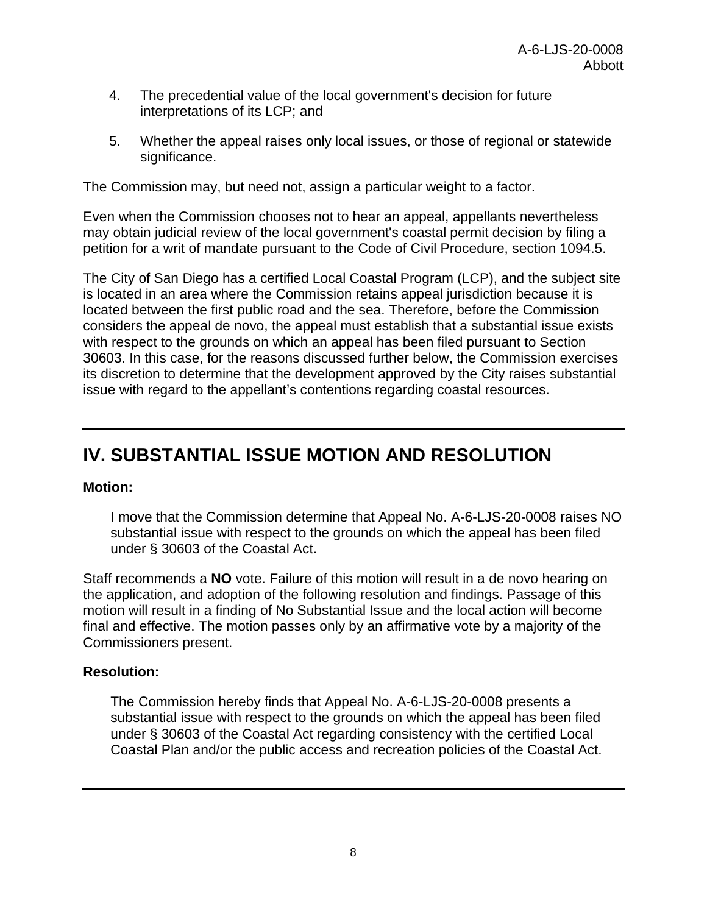4. The precedential value of the local government's decision for future interpretations of its LCP; and

5. Whether the appeal raises only local issues, or those of regional or statewide significance.

The Commission may, but need not, assign a particular weight to a factor.

Even when the Commission chooses not to hear an appeal, appellants nevertheless may obtain judicial review of the local government's coastal permit decision by filing a petition for a writ of mandate pursuant to the Code of Civil Procedure, section 1094.5.

The City of San Diego has a certified Local Coastal Program (LCP), and the subject site is located in an area where the Commission retains appeal jurisdiction because it is located between the first public road and the sea. Therefore, before the Commission considers the appeal de novo, the appeal must establish that a substantial issue exists with respect to the grounds on which an appeal has been filed pursuant to Section 30603. In this case, for the reasons discussed further below, the Commission exercises its discretion to determine that the development approved by the City raises substantial issue with regard to the appellant's contentions regarding coastal resources.

# IV. SUBSTANTIAL ISSUE MOTION AND RESOLUTION

**Motion:**

> I move that the Commission determine that Appeal No. A-6-LJS-20-0008 raises NO substantial issue with respect to the grounds on which the appeal has been filed under § 30603 of the Coastal Act.

Staff recommends a **NO** vote. Failure of this motion will result in a de novo hearing on the application, and adoption of the following resolution and findings. Passage of this motion will result in a finding of No Substantial Issue and the local action will become final and effective. The motion passes only by an affirmative vote by a majority of the Commissioners present.

**Resolution:**

> The Commission hereby finds that Appeal No. A-6-LJS-20-0008 presents a substantial issue with respect to the grounds on which the appeal has been filed under § 30603 of the Coastal Act regarding consistency with the certified Local Coastal Plan and/or the public access and recreation policies of the Coastal Act.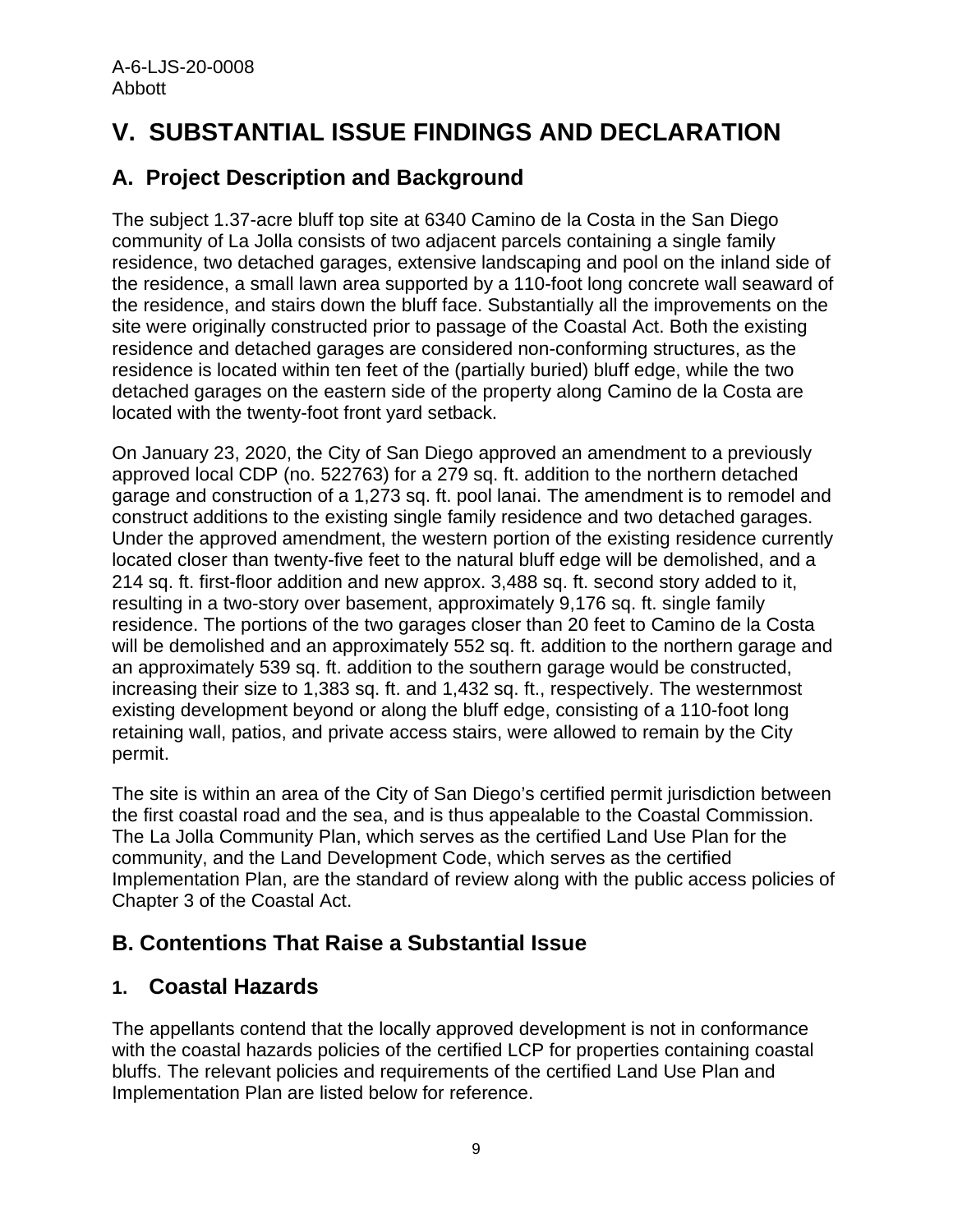# V. SUBSTANTIAL ISSUE FINDINGS AND DECLARATION

## A. Project Description and Background

The subject 1.37-acre bluff top site at 6340 Camino de la Costa in the San Diego community of La Jolla consists of two adjacent parcels containing a single family residence, two detached garages, extensive landscaping and pool on the inland side of the residence, a small lawn area supported by a 110-foot long concrete wall seaward of the residence, and stairs down the bluff face. Substantially all the improvements on the site were originally constructed prior to passage of the Coastal Act. Both the existing residence and detached garages are considered non-conforming structures, as the residence is located within ten feet of the (partially buried) bluff edge, while the two detached garages on the eastern side of the property along Camino de la Costa are located with the twenty-foot front yard setback.

On January 23, 2020, the City of San Diego approved an amendment to a previously approved local CDP (no. 522763) for a 279 sq. ft. addition to the northern detached garage and construction of a 1,273 sq. ft. pool lanai. The amendment is to remodel and construct additions to the existing single family residence and two detached garages. Under the approved amendment, the western portion of the existing residence currently located closer than twenty-five feet to the natural bluff edge will be demolished, and a 214 sq. ft. first-floor addition and new approx. 3,488 sq. ft. second story added to it, resulting in a two-story over basement, approximately 9,176 sq. ft. single family residence. The portions of the two garages closer than 20 feet to Camino de la Costa will be demolished and an approximately 552 sq. ft. addition to the northern garage and an approximately 539 sq. ft. addition to the southern garage would be constructed, increasing their size to 1,383 sq. ft. and 1,432 sq. ft., respectively. The westernmost existing development beyond or along the bluff edge, consisting of a 110-foot long retaining wall, patios, and private access stairs, were allowed to remain by the City permit.

The site is within an area of the City of San Diego's certified permit jurisdiction between the first coastal road and the sea, and is thus appealable to the Coastal Commission. The La Jolla Community Plan, which serves as the certified Land Use Plan for the community, and the Land Development Code, which serves as the certified Implementation Plan, are the standard of review along with the public access policies of Chapter 3 of the Coastal Act.

## B. Contentions That Raise a Substantial Issue

### 1. Coastal Hazards

The appellants contend that the locally approved development is not in conformance with the coastal hazards policies of the certified LCP for properties containing coastal bluffs. The relevant policies and requirements of the certified Land Use Plan and Implementation Plan are listed below for reference.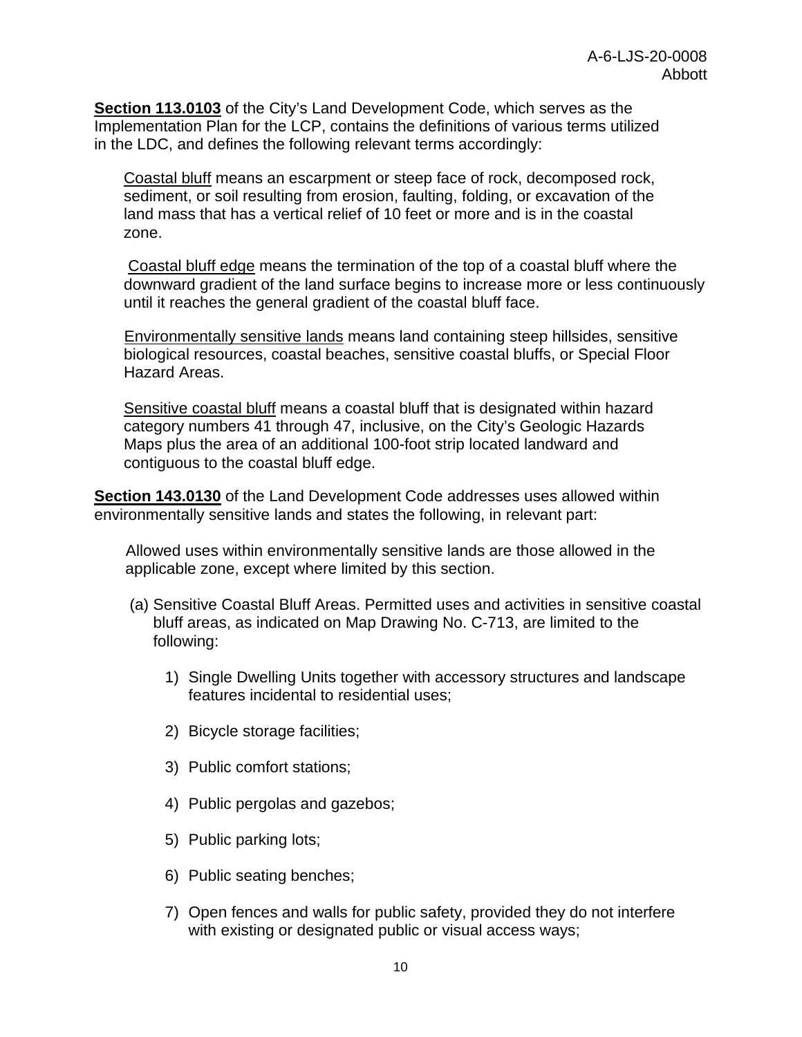**Section 113.0103** of the City's Land Development Code, which serves as the Implementation Plan for the LCP, contains the definitions of various terms utilized in the LDC, and defines the following relevant terms accordingly:

> Coastal bluff means an escarpment or steep face of rock, decomposed rock, sediment, or soil resulting from erosion, faulting, folding, or excavation of the land mass that has a vertical relief of 10 feet or more and is in the coastal zone.
>
> Coastal bluff edge means the termination of the top of a coastal bluff where the downward gradient of the land surface begins to increase more or less continuously until it reaches the general gradient of the coastal bluff face.
>
> Environmentally sensitive lands means land containing steep hillsides, sensitive biological resources, coastal beaches, sensitive coastal bluffs, or Special Floor Hazard Areas.
>
> Sensitive coastal bluff means a coastal bluff that is designated within hazard category numbers 41 through 47, inclusive, on the City's Geologic Hazards Maps plus the area of an additional 100-foot strip located landward and contiguous to the coastal bluff edge.

**Section 143.0130** of the Land Development Code addresses uses allowed within environmentally sensitive lands and states the following, in relevant part:

> Allowed uses within environmentally sensitive lands are those allowed in the applicable zone, except where limited by this section.
>
> (a) Sensitive Coastal Bluff Areas. Permitted uses and activities in sensitive coastal bluff areas, as indicated on Map Drawing No. C-713, are limited to the following:
>
> 1) Single Dwelling Units together with accessory structures and landscape features incidental to residential uses;
>
> 2) Bicycle storage facilities;
>
> 3) Public comfort stations;
>
> 4) Public pergolas and gazebos;
>
> 5) Public parking lots;
>
> 6) Public seating benches;
>
> 7) Open fences and walls for public safety, provided they do not interfere with existing or designated public or visual access ways;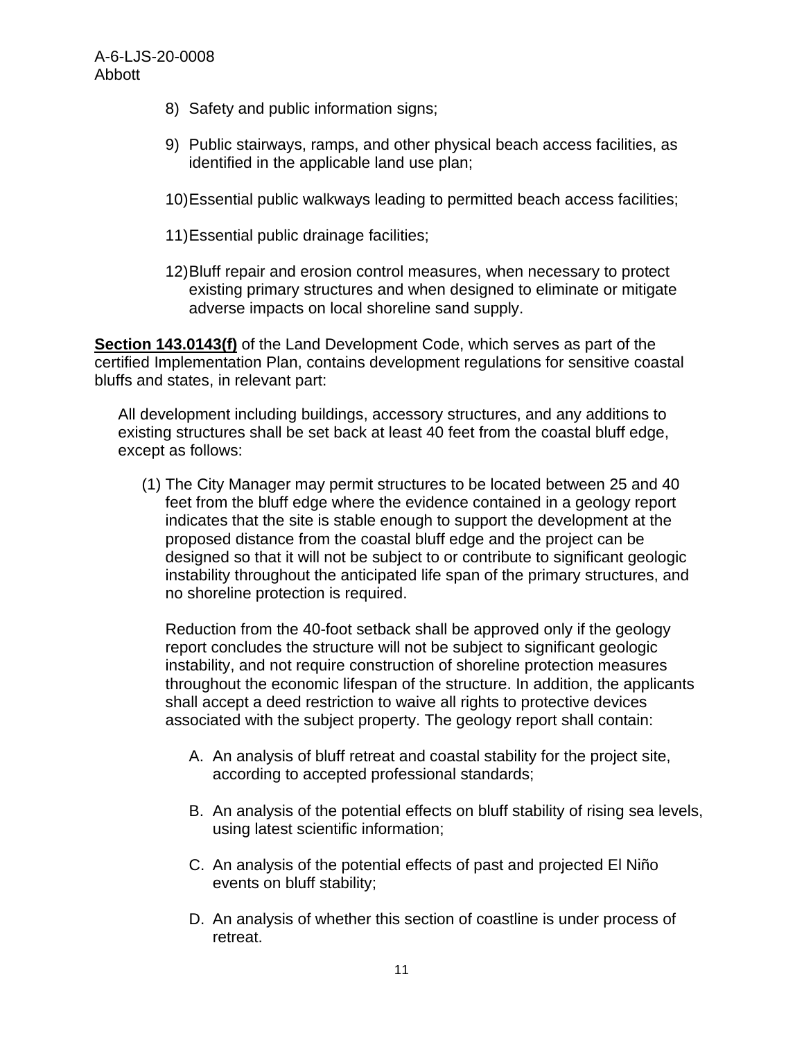8) Safety and public information signs;

9) Public stairways, ramps, and other physical beach access facilities, as identified in the applicable land use plan;

10) Essential public walkways leading to permitted beach access facilities;

11) Essential public drainage facilities;

12) Bluff repair and erosion control measures, when necessary to protect existing primary structures and when designed to eliminate or mitigate adverse impacts on local shoreline sand supply.

**Section 143.0143(f)** of the Land Development Code, which serves as part of the certified Implementation Plan, contains development regulations for sensitive coastal bluffs and states, in relevant part:

> All development including buildings, accessory structures, and any additions to existing structures shall be set back at least 40 feet from the coastal bluff edge, except as follows:
>
> (1) The City Manager may permit structures to be located between 25 and 40 feet from the bluff edge where the evidence contained in a geology report indicates that the site is stable enough to support the development at the proposed distance from the coastal bluff edge and the project can be designed so that it will not be subject to or contribute to significant geologic instability throughout the anticipated life span of the primary structures, and no shoreline protection is required.
>
> Reduction from the 40-foot setback shall be approved only if the geology report concludes the structure will not be subject to significant geologic instability, and not require construction of shoreline protection measures throughout the economic lifespan of the structure. In addition, the applicants shall accept a deed restriction to waive all rights to protective devices associated with the subject property. The geology report shall contain:
>
> A. An analysis of bluff retreat and coastal stability for the project site, according to accepted professional standards;
>
> B. An analysis of the potential effects on bluff stability of rising sea levels, using latest scientific information;
>
> C. An analysis of the potential effects of past and projected El Niño events on bluff stability;
>
> D. An analysis of whether this section of coastline is under process of retreat.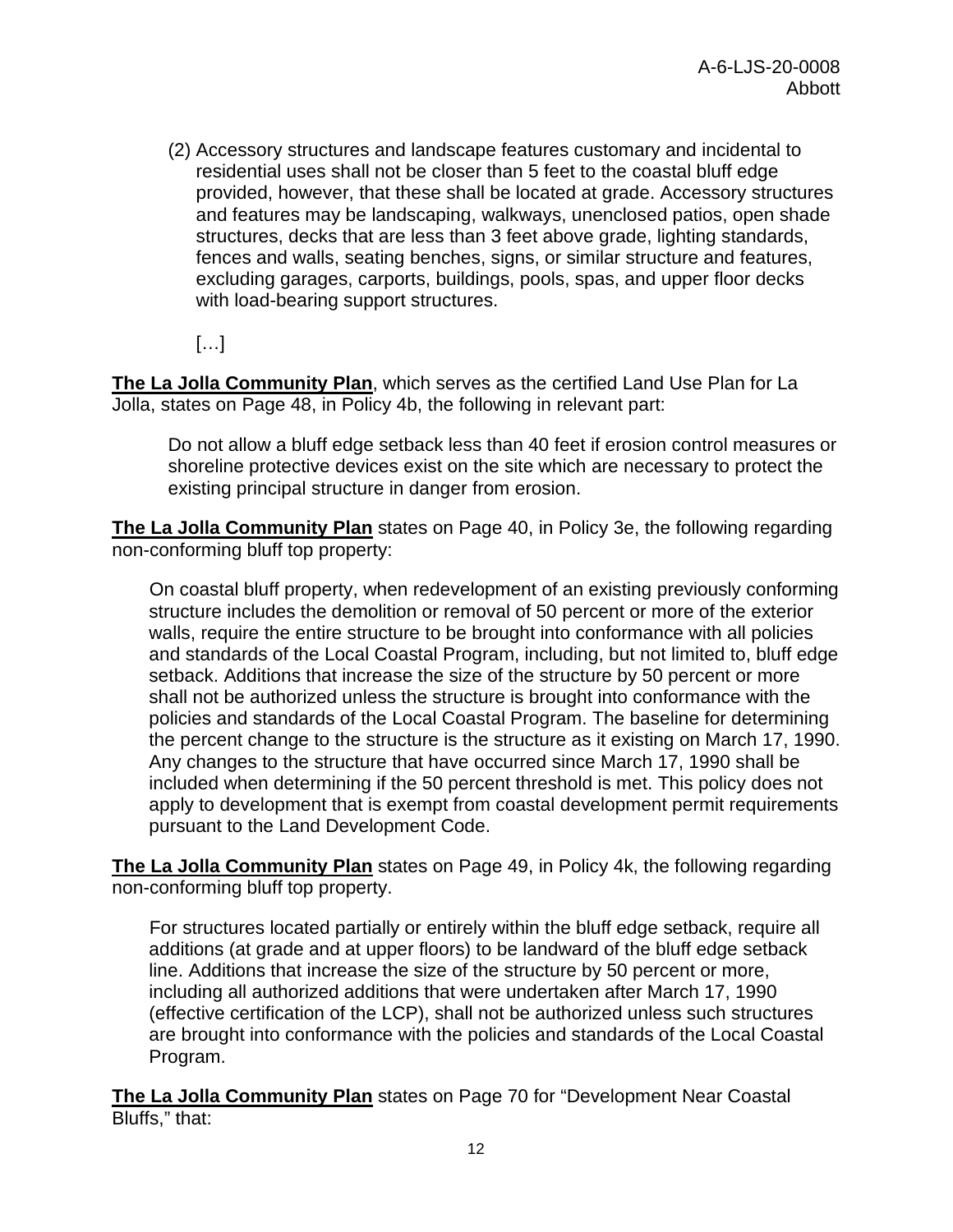(2) Accessory structures and landscape features customary and incidental to residential uses shall not be closer than 5 feet to the coastal bluff edge provided, however, that these shall be located at grade. Accessory structures and features may be landscaping, walkways, unenclosed patios, open shade structures, decks that are less than 3 feet above grade, lighting standards, fences and walls, seating benches, signs, or similar structure and features, excluding garages, carports, buildings, pools, spas, and upper floor decks with load-bearing support structures.

[…]

**The La Jolla Community Plan**, which serves as the certified Land Use Plan for La Jolla, states on Page 48, in Policy 4b, the following in relevant part:

> Do not allow a bluff edge setback less than 40 feet if erosion control measures or shoreline protective devices exist on the site which are necessary to protect the existing principal structure in danger from erosion.

**The La Jolla Community Plan** states on Page 40, in Policy 3e, the following regarding non-conforming bluff top property:

> On coastal bluff property, when redevelopment of an existing previously conforming structure includes the demolition or removal of 50 percent or more of the exterior walls, require the entire structure to be brought into conformance with all policies and standards of the Local Coastal Program, including, but not limited to, bluff edge setback. Additions that increase the size of the structure by 50 percent or more shall not be authorized unless the structure is brought into conformance with the policies and standards of the Local Coastal Program. The baseline for determining the percent change to the structure is the structure as it existing on March 17, 1990. Any changes to the structure that have occurred since March 17, 1990 shall be included when determining if the 50 percent threshold is met. This policy does not apply to development that is exempt from coastal development permit requirements pursuant to the Land Development Code.

**The La Jolla Community Plan** states on Page 49, in Policy 4k, the following regarding non-conforming bluff top property.

> For structures located partially or entirely within the bluff edge setback, require all additions (at grade and at upper floors) to be landward of the bluff edge setback line. Additions that increase the size of the structure by 50 percent or more, including all authorized additions that were undertaken after March 17, 1990 (effective certification of the LCP), shall not be authorized unless such structures are brought into conformance with the policies and standards of the Local Coastal Program.

**The La Jolla Community Plan** states on Page 70 for "Development Near Coastal Bluffs," that: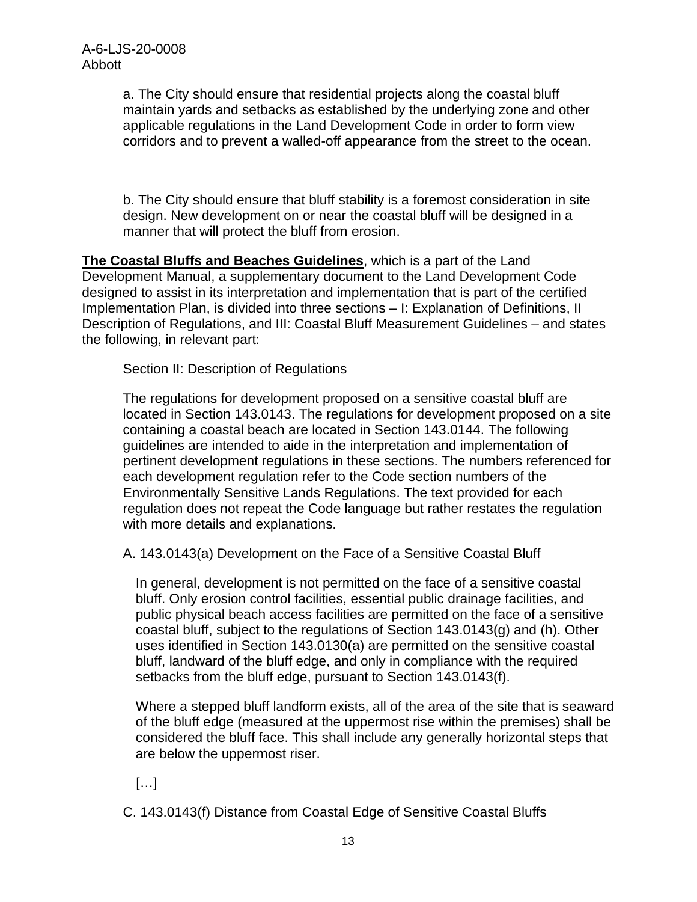a. The City should ensure that residential projects along the coastal bluff maintain yards and setbacks as established by the underlying zone and other applicable regulations in the Land Development Code in order to form view corridors and to prevent a walled-off appearance from the street to the ocean.

b. The City should ensure that bluff stability is a foremost consideration in site design. New development on or near the coastal bluff will be designed in a manner that will protect the bluff from erosion.

**The Coastal Bluffs and Beaches Guidelines**, which is a part of the Land Development Manual, a supplementary document to the Land Development Code designed to assist in its interpretation and implementation that is part of the certified Implementation Plan, is divided into three sections – I: Explanation of Definitions, II Description of Regulations, and III: Coastal Bluff Measurement Guidelines – and states the following, in relevant part:

Section II: Description of Regulations

The regulations for development proposed on a sensitive coastal bluff are located in Section 143.0143. The regulations for development proposed on a site containing a coastal beach are located in Section 143.0144. The following guidelines are intended to aide in the interpretation and implementation of pertinent development regulations in these sections. The numbers referenced for each development regulation refer to the Code section numbers of the Environmentally Sensitive Lands Regulations. The text provided for each regulation does not repeat the Code language but rather restates the regulation with more details and explanations.

A. 143.0143(a) Development on the Face of a Sensitive Coastal Bluff

In general, development is not permitted on the face of a sensitive coastal bluff. Only erosion control facilities, essential public drainage facilities, and public physical beach access facilities are permitted on the face of a sensitive coastal bluff, subject to the regulations of Section 143.0143(g) and (h). Other uses identified in Section 143.0130(a) are permitted on the sensitive coastal bluff, landward of the bluff edge, and only in compliance with the required setbacks from the bluff edge, pursuant to Section 143.0143(f).

Where a stepped bluff landform exists, all of the area of the site that is seaward of the bluff edge (measured at the uppermost rise within the premises) shall be considered the bluff face. This shall include any generally horizontal steps that are below the uppermost riser.

[…]

C. 143.0143(f) Distance from Coastal Edge of Sensitive Coastal Bluffs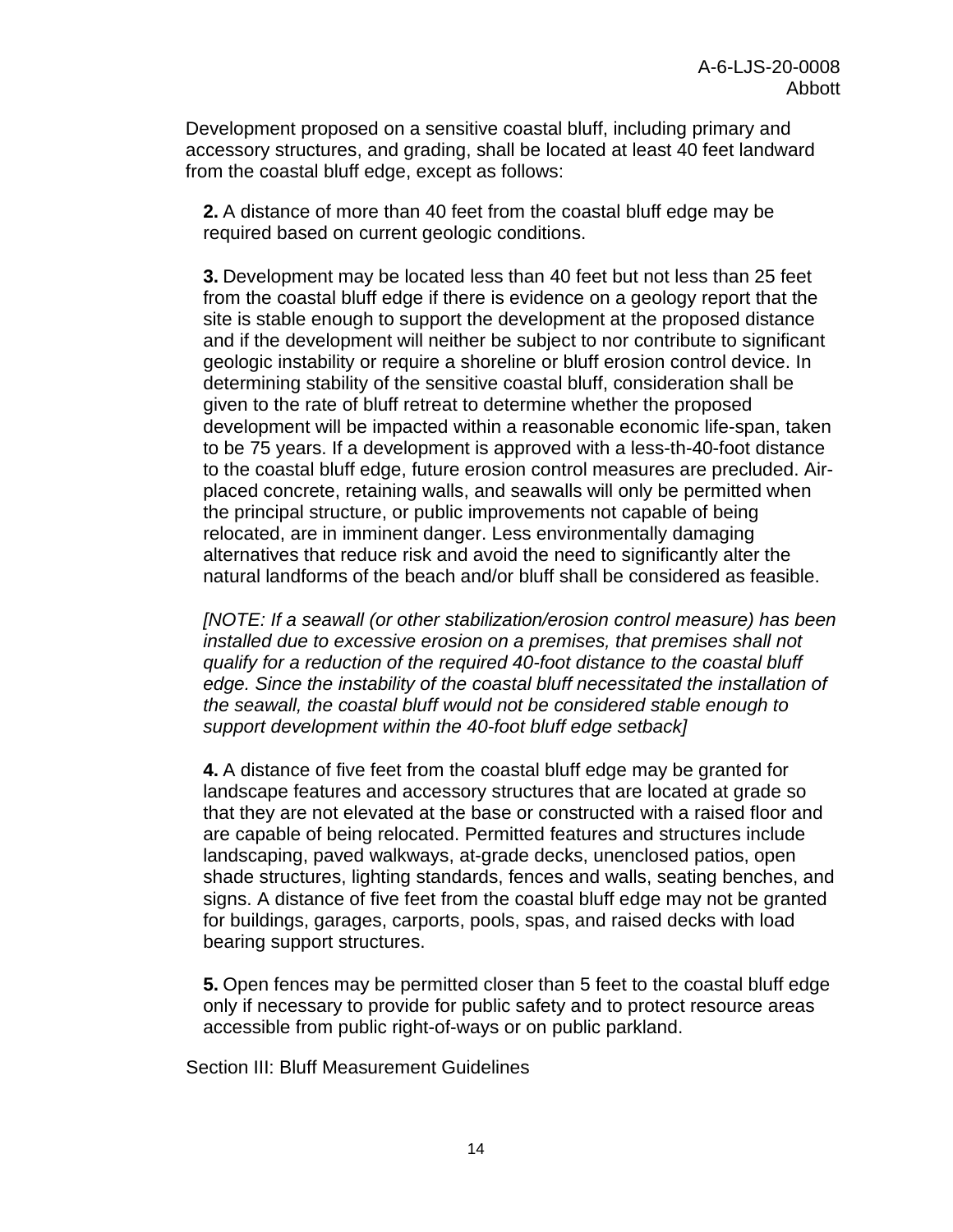Development proposed on a sensitive coastal bluff, including primary and accessory structures, and grading, shall be located at least 40 feet landward from the coastal bluff edge, except as follows:

**2.** A distance of more than 40 feet from the coastal bluff edge may be required based on current geologic conditions.

**3.** Development may be located less than 40 feet but not less than 25 feet from the coastal bluff edge if there is evidence on a geology report that the site is stable enough to support the development at the proposed distance and if the development will neither be subject to nor contribute to significant geologic instability or require a shoreline or bluff erosion control device. In determining stability of the sensitive coastal bluff, consideration shall be given to the rate of bluff retreat to determine whether the proposed development will be impacted within a reasonable economic life-span, taken to be 75 years. If a development is approved with a less-th-40-foot distance to the coastal bluff edge, future erosion control measures are precluded. Air-placed concrete, retaining walls, and seawalls will only be permitted when the principal structure, or public improvements not capable of being relocated, are in imminent danger. Less environmentally damaging alternatives that reduce risk and avoid the need to significantly alter the natural landforms of the beach and/or bluff shall be considered as feasible.

*[NOTE: If a seawall (or other stabilization/erosion control measure) has been installed due to excessive erosion on a premises, that premises shall not qualify for a reduction of the required 40-foot distance to the coastal bluff edge. Since the instability of the coastal bluff necessitated the installation of the seawall, the coastal bluff would not be considered stable enough to support development within the 40-foot bluff edge setback]*

**4.** A distance of five feet from the coastal bluff edge may be granted for landscape features and accessory structures that are located at grade so that they are not elevated at the base or constructed with a raised floor and are capable of being relocated. Permitted features and structures include landscaping, paved walkways, at-grade decks, unenclosed patios, open shade structures, lighting standards, fences and walls, seating benches, and signs. A distance of five feet from the coastal bluff edge may not be granted for buildings, garages, carports, pools, spas, and raised decks with load bearing support structures.

**5.** Open fences may be permitted closer than 5 feet to the coastal bluff edge only if necessary to provide for public safety and to protect resource areas accessible from public right-of-ways or on public parkland.

Section III: Bluff Measurement Guidelines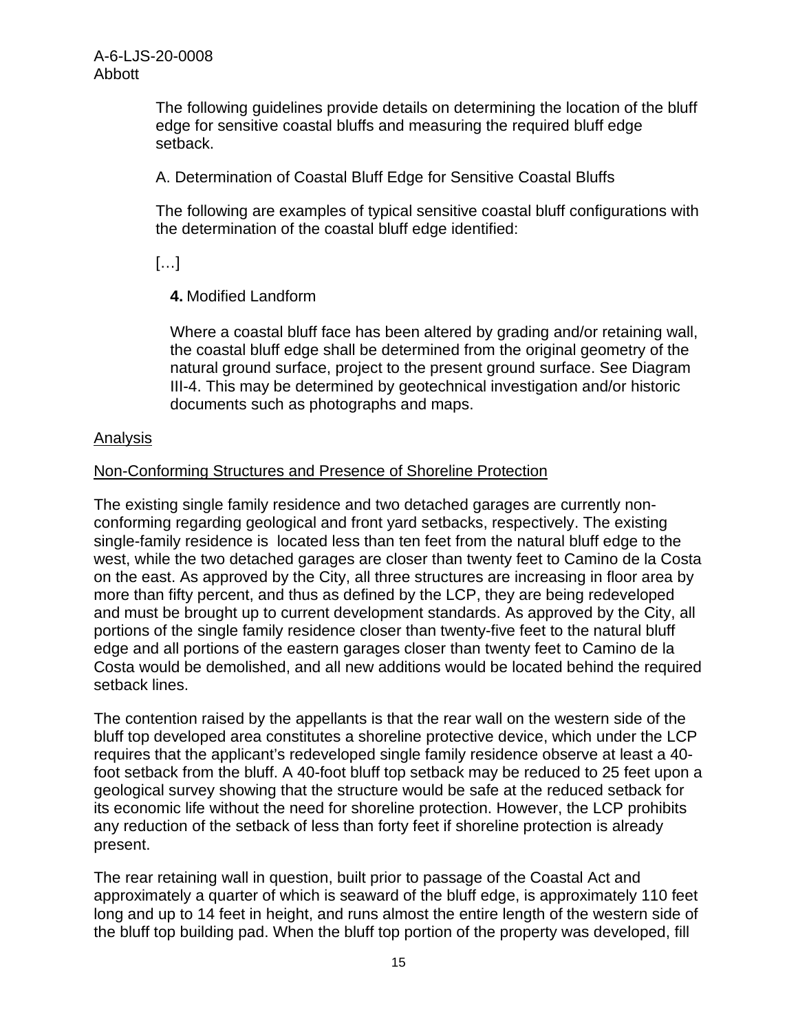The following guidelines provide details on determining the location of the bluff edge for sensitive coastal bluffs and measuring the required bluff edge setback.

A. Determination of Coastal Bluff Edge for Sensitive Coastal Bluffs

The following are examples of typical sensitive coastal bluff configurations with the determination of the coastal bluff edge identified:

[…]

**4.** Modified Landform

Where a coastal bluff face has been altered by grading and/or retaining wall, the coastal bluff edge shall be determined from the original geometry of the natural ground surface, project to the present ground surface. See Diagram III-4. This may be determined by geotechnical investigation and/or historic documents such as photographs and maps.

Analysis

Non-Conforming Structures and Presence of Shoreline Protection

The existing single family residence and two detached garages are currently non-conforming regarding geological and front yard setbacks, respectively. The existing single-family residence is located less than ten feet from the natural bluff edge to the west, while the two detached garages are closer than twenty feet to Camino de la Costa on the east. As approved by the City, all three structures are increasing in floor area by more than fifty percent, and thus as defined by the LCP, they are being redeveloped and must be brought up to current development standards. As approved by the City, all portions of the single family residence closer than twenty-five feet to the natural bluff edge and all portions of the eastern garages closer than twenty feet to Camino de la Costa would be demolished, and all new additions would be located behind the required setback lines.

The contention raised by the appellants is that the rear wall on the western side of the bluff top developed area constitutes a shoreline protective device, which under the LCP requires that the applicant's redeveloped single family residence observe at least a 40-foot setback from the bluff. A 40-foot bluff top setback may be reduced to 25 feet upon a geological survey showing that the structure would be safe at the reduced setback for its economic life without the need for shoreline protection. However, the LCP prohibits any reduction of the setback of less than forty feet if shoreline protection is already present.

The rear retaining wall in question, built prior to passage of the Coastal Act and approximately a quarter of which is seaward of the bluff edge, is approximately 110 feet long and up to 14 feet in height, and runs almost the entire length of the western side of the bluff top building pad. When the bluff top portion of the property was developed, fill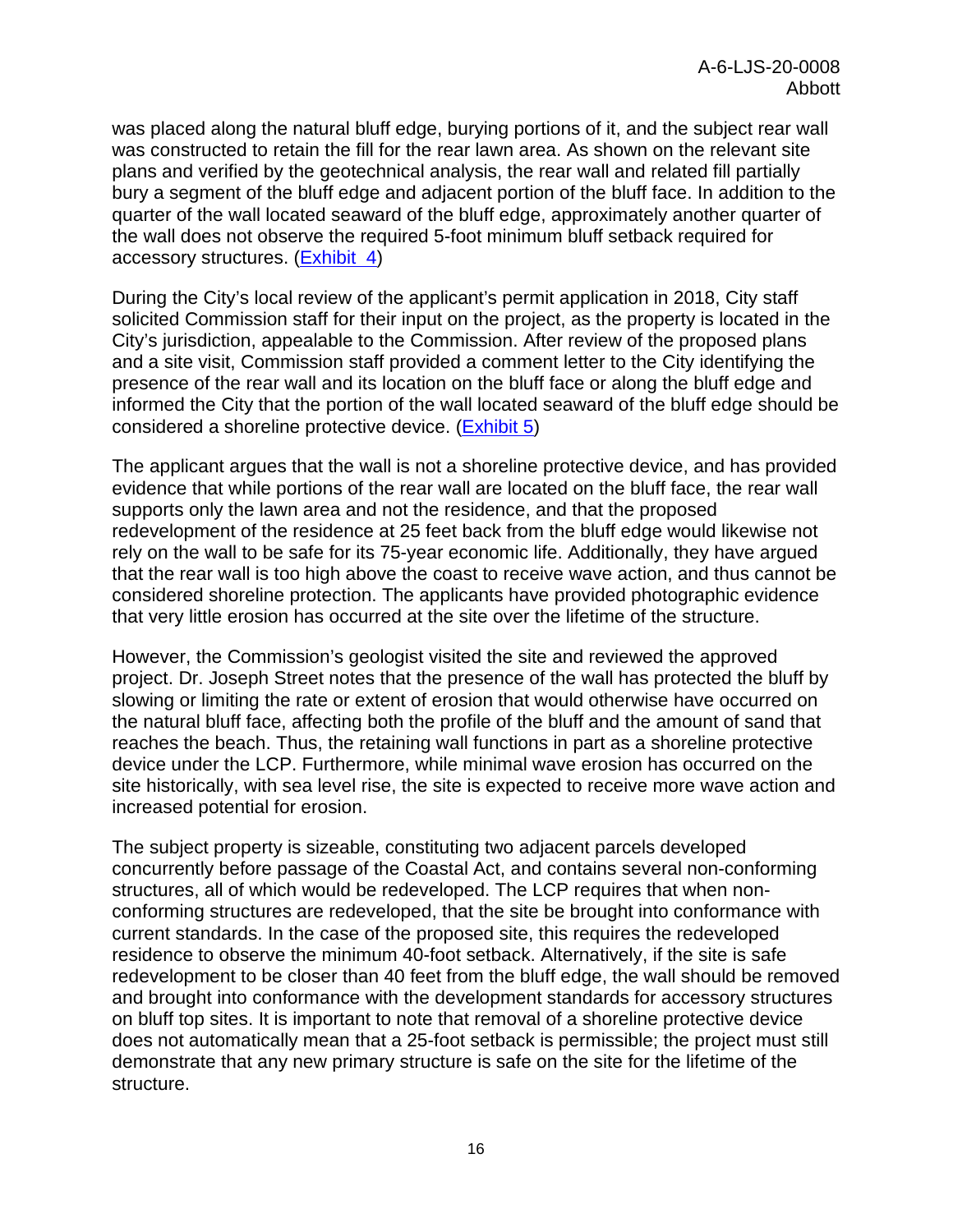was placed along the natural bluff edge, burying portions of it, and the subject rear wall was constructed to retain the fill for the rear lawn area. As shown on the relevant site plans and verified by the geotechnical analysis, the rear wall and related fill partially bury a segment of the bluff edge and adjacent portion of the bluff face. In addition to the quarter of the wall located seaward of the bluff edge, approximately another quarter of the wall does not observe the required 5-foot minimum bluff setback required for accessory structures. (Exhibit 4)

During the City's local review of the applicant's permit application in 2018, City staff solicited Commission staff for their input on the project, as the property is located in the City's jurisdiction, appealable to the Commission. After review of the proposed plans and a site visit, Commission staff provided a comment letter to the City identifying the presence of the rear wall and its location on the bluff face or along the bluff edge and informed the City that the portion of the wall located seaward of the bluff edge should be considered a shoreline protective device. (Exhibit 5)

The applicant argues that the wall is not a shoreline protective device, and has provided evidence that while portions of the rear wall are located on the bluff face, the rear wall supports only the lawn area and not the residence, and that the proposed redevelopment of the residence at 25 feet back from the bluff edge would likewise not rely on the wall to be safe for its 75-year economic life. Additionally, they have argued that the rear wall is too high above the coast to receive wave action, and thus cannot be considered shoreline protection. The applicants have provided photographic evidence that very little erosion has occurred at the site over the lifetime of the structure.

However, the Commission's geologist visited the site and reviewed the approved project. Dr. Joseph Street notes that the presence of the wall has protected the bluff by slowing or limiting the rate or extent of erosion that would otherwise have occurred on the natural bluff face, affecting both the profile of the bluff and the amount of sand that reaches the beach. Thus, the retaining wall functions in part as a shoreline protective device under the LCP. Furthermore, while minimal wave erosion has occurred on the site historically, with sea level rise, the site is expected to receive more wave action and increased potential for erosion.

The subject property is sizeable, constituting two adjacent parcels developed concurrently before passage of the Coastal Act, and contains several non-conforming structures, all of which would be redeveloped. The LCP requires that when non-conforming structures are redeveloped, that the site be brought into conformance with current standards. In the case of the proposed site, this requires the redeveloped residence to observe the minimum 40-foot setback. Alternatively, if the site is safe redevelopment to be closer than 40 feet from the bluff edge, the wall should be removed and brought into conformance with the development standards for accessory structures on bluff top sites. It is important to note that removal of a shoreline protective device does not automatically mean that a 25-foot setback is permissible; the project must still demonstrate that any new primary structure is safe on the site for the lifetime of the structure.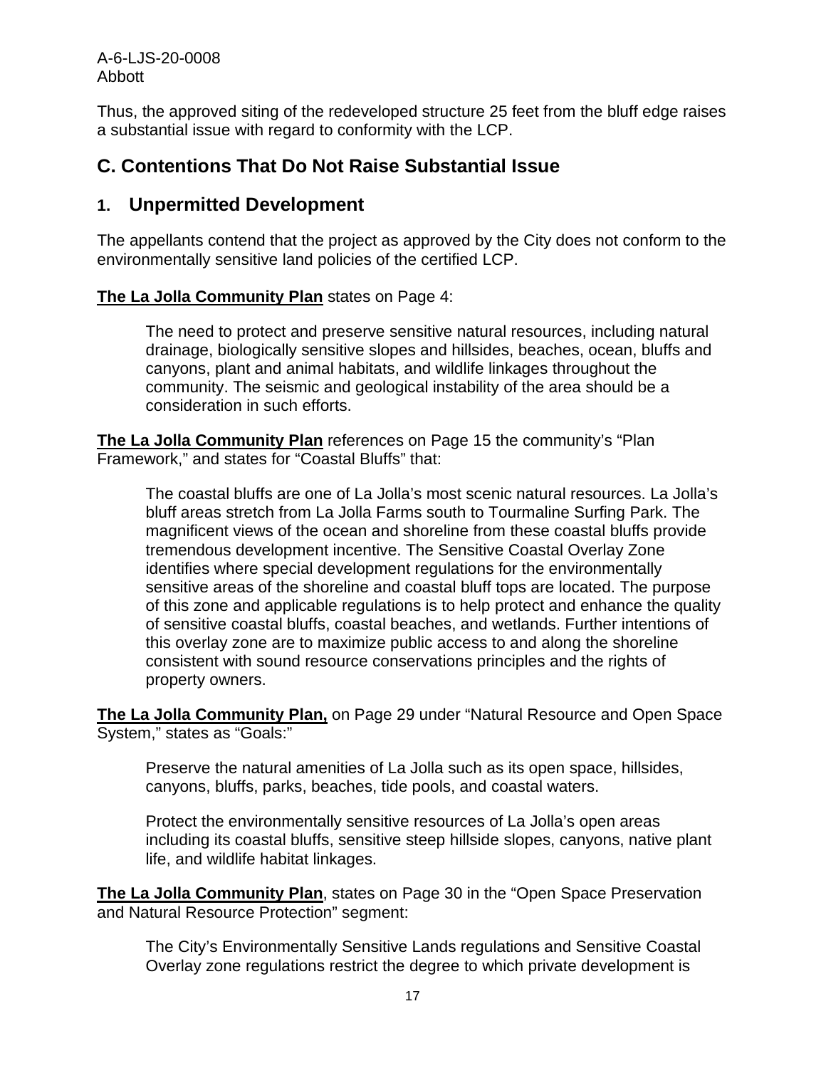Thus, the approved siting of the redeveloped structure 25 feet from the bluff edge raises a substantial issue with regard to conformity with the LCP.

## C. Contentions That Do Not Raise Substantial Issue

### 1. Unpermitted Development

The appellants contend that the project as approved by the City does not conform to the environmentally sensitive land policies of the certified LCP.

**The La Jolla Community Plan** states on Page 4:

> The need to protect and preserve sensitive natural resources, including natural drainage, biologically sensitive slopes and hillsides, beaches, ocean, bluffs and canyons, plant and animal habitats, and wildlife linkages throughout the community. The seismic and geological instability of the area should be a consideration in such efforts.

**The La Jolla Community Plan** references on Page 15 the community's "Plan Framework," and states for "Coastal Bluffs" that:

> The coastal bluffs are one of La Jolla's most scenic natural resources. La Jolla's bluff areas stretch from La Jolla Farms south to Tourmaline Surfing Park. The magnificent views of the ocean and shoreline from these coastal bluffs provide tremendous development incentive. The Sensitive Coastal Overlay Zone identifies where special development regulations for the environmentally sensitive areas of the shoreline and coastal bluff tops are located. The purpose of this zone and applicable regulations is to help protect and enhance the quality of sensitive coastal bluffs, coastal beaches, and wetlands. Further intentions of this overlay zone are to maximize public access to and along the shoreline consistent with sound resource conservations principles and the rights of property owners.

**The La Jolla Community Plan,** on Page 29 under "Natural Resource and Open Space System," states as "Goals:"

> Preserve the natural amenities of La Jolla such as its open space, hillsides, canyons, bluffs, parks, beaches, tide pools, and coastal waters.
>
> Protect the environmentally sensitive resources of La Jolla's open areas including its coastal bluffs, sensitive steep hillside slopes, canyons, native plant life, and wildlife habitat linkages.

**The La Jolla Community Plan**, states on Page 30 in the "Open Space Preservation and Natural Resource Protection" segment:

> The City's Environmentally Sensitive Lands regulations and Sensitive Coastal Overlay zone regulations restrict the degree to which private development is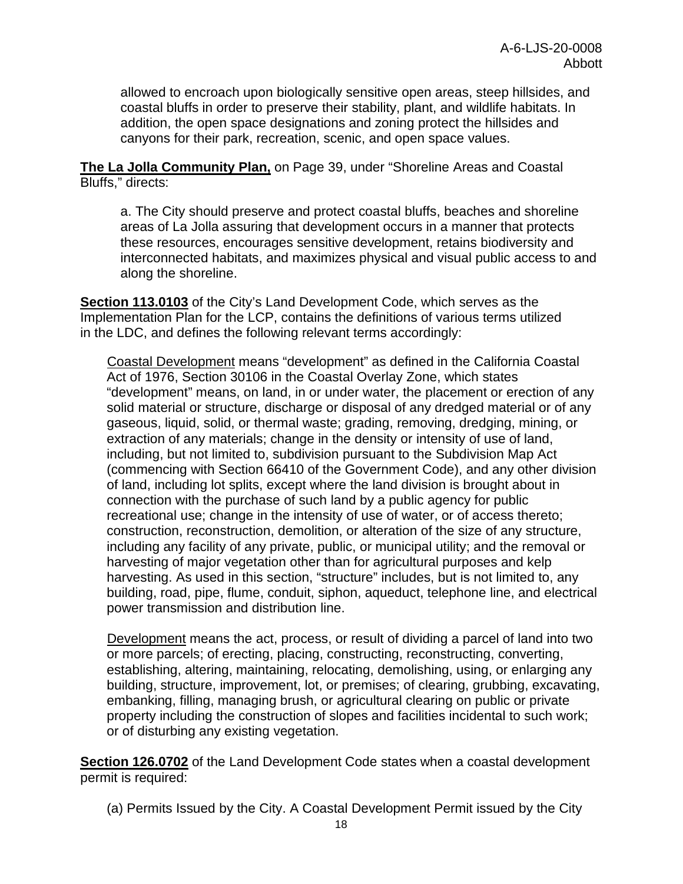allowed to encroach upon biologically sensitive open areas, steep hillsides, and coastal bluffs in order to preserve their stability, plant, and wildlife habitats. In addition, the open space designations and zoning protect the hillsides and canyons for their park, recreation, scenic, and open space values.

**The La Jolla Community Plan,** on Page 39, under "Shoreline Areas and Coastal Bluffs," directs:

> a. The City should preserve and protect coastal bluffs, beaches and shoreline areas of La Jolla assuring that development occurs in a manner that protects these resources, encourages sensitive development, retains biodiversity and interconnected habitats, and maximizes physical and visual public access to and along the shoreline.

**Section 113.0103** of the City's Land Development Code, which serves as the Implementation Plan for the LCP, contains the definitions of various terms utilized in the LDC, and defines the following relevant terms accordingly:

> Coastal Development means "development" as defined in the California Coastal Act of 1976, Section 30106 in the Coastal Overlay Zone, which states "development" means, on land, in or under water, the placement or erection of any solid material or structure, discharge or disposal of any dredged material or of any gaseous, liquid, solid, or thermal waste; grading, removing, dredging, mining, or extraction of any materials; change in the density or intensity of use of land, including, but not limited to, subdivision pursuant to the Subdivision Map Act (commencing with Section 66410 of the Government Code), and any other division of land, including lot splits, except where the land division is brought about in connection with the purchase of such land by a public agency for public recreational use; change in the intensity of use of water, or of access thereto; construction, reconstruction, demolition, or alteration of the size of any structure, including any facility of any private, public, or municipal utility; and the removal or harvesting of major vegetation other than for agricultural purposes and kelp harvesting. As used in this section, "structure" includes, but is not limited to, any building, road, pipe, flume, conduit, siphon, aqueduct, telephone line, and electrical power transmission and distribution line.
>
> Development means the act, process, or result of dividing a parcel of land into two or more parcels; of erecting, placing, constructing, reconstructing, converting, establishing, altering, maintaining, relocating, demolishing, using, or enlarging any building, structure, improvement, lot, or premises; of clearing, grubbing, excavating, embanking, filling, managing brush, or agricultural clearing on public or private property including the construction of slopes and facilities incidental to such work; or of disturbing any existing vegetation.

**Section 126.0702** of the Land Development Code states when a coastal development permit is required:

> (a) Permits Issued by the City. A Coastal Development Permit issued by the City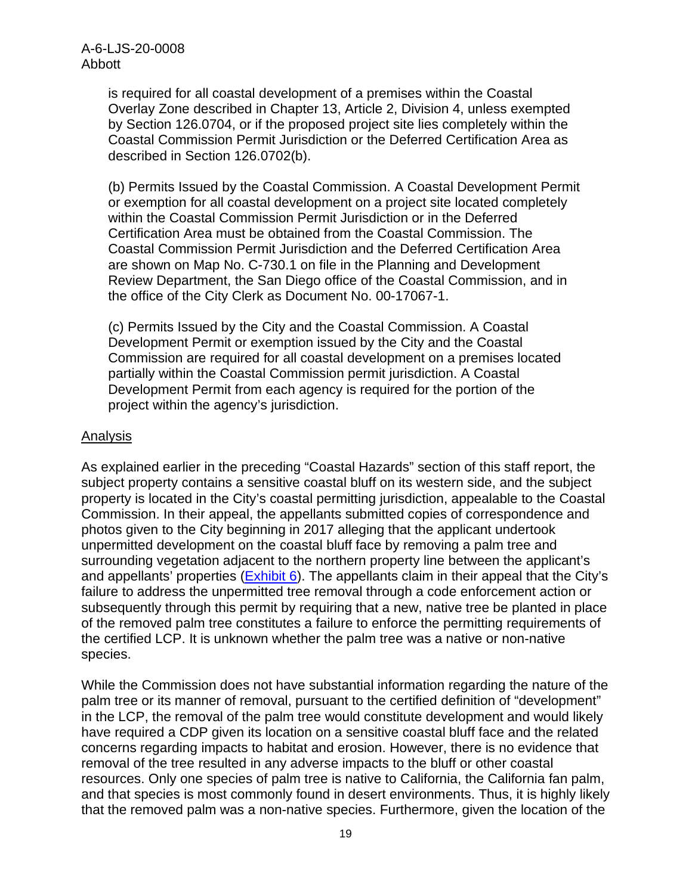is required for all coastal development of a premises within the Coastal Overlay Zone described in Chapter 13, Article 2, Division 4, unless exempted by Section 126.0704, or if the proposed project site lies completely within the Coastal Commission Permit Jurisdiction or the Deferred Certification Area as described in Section 126.0702(b).

(b) Permits Issued by the Coastal Commission. A Coastal Development Permit or exemption for all coastal development on a project site located completely within the Coastal Commission Permit Jurisdiction or in the Deferred Certification Area must be obtained from the Coastal Commission. The Coastal Commission Permit Jurisdiction and the Deferred Certification Area are shown on Map No. C-730.1 on file in the Planning and Development Review Department, the San Diego office of the Coastal Commission, and in the office of the City Clerk as Document No. 00-17067-1.

(c) Permits Issued by the City and the Coastal Commission. A Coastal Development Permit or exemption issued by the City and the Coastal Commission are required for all coastal development on a premises located partially within the Coastal Commission permit jurisdiction. A Coastal Development Permit from each agency is required for the portion of the project within the agency's jurisdiction.

Analysis

As explained earlier in the preceding "Coastal Hazards" section of this staff report, the subject property contains a sensitive coastal bluff on its western side, and the subject property is located in the City's coastal permitting jurisdiction, appealable to the Coastal Commission. In their appeal, the appellants submitted copies of correspondence and photos given to the City beginning in 2017 alleging that the applicant undertook unpermitted development on the coastal bluff face by removing a palm tree and surrounding vegetation adjacent to the northern property line between the applicant's and appellants' properties (Exhibit 6). The appellants claim in their appeal that the City's failure to address the unpermitted tree removal through a code enforcement action or subsequently through this permit by requiring that a new, native tree be planted in place of the removed palm tree constitutes a failure to enforce the permitting requirements of the certified LCP. It is unknown whether the palm tree was a native or non-native species.

While the Commission does not have substantial information regarding the nature of the palm tree or its manner of removal, pursuant to the certified definition of "development" in the LCP, the removal of the palm tree would constitute development and would likely have required a CDP given its location on a sensitive coastal bluff face and the related concerns regarding impacts to habitat and erosion. However, there is no evidence that removal of the tree resulted in any adverse impacts to the bluff or other coastal resources. Only one species of palm tree is native to California, the California fan palm, and that species is most commonly found in desert environments. Thus, it is highly likely that the removed palm was a non-native species. Furthermore, given the location of the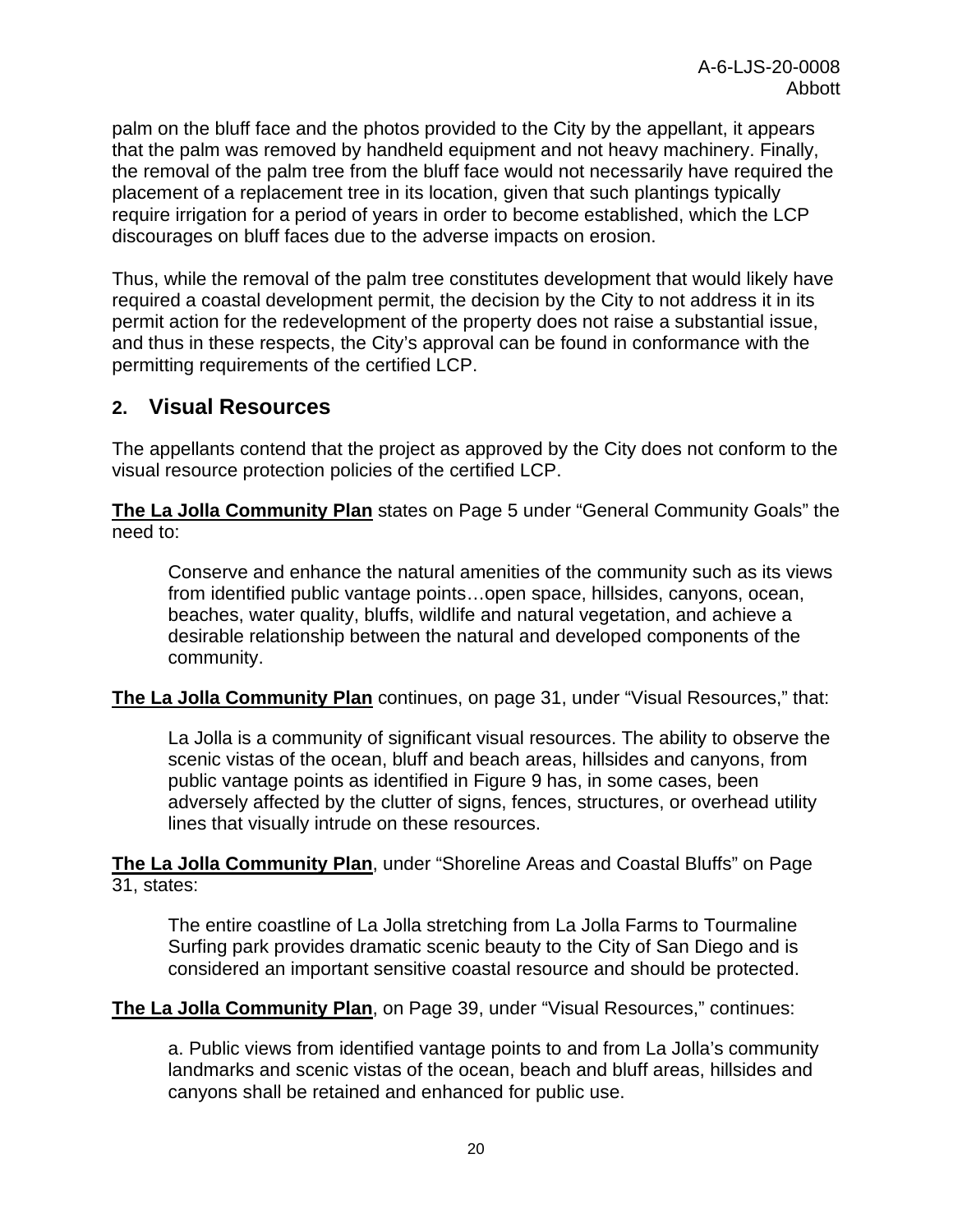palm on the bluff face and the photos provided to the City by the appellant, it appears that the palm was removed by handheld equipment and not heavy machinery. Finally, the removal of the palm tree from the bluff face would not necessarily have required the placement of a replacement tree in its location, given that such plantings typically require irrigation for a period of years in order to become established, which the LCP discourages on bluff faces due to the adverse impacts on erosion.

Thus, while the removal of the palm tree constitutes development that would likely have required a coastal development permit, the decision by the City to not address it in its permit action for the redevelopment of the property does not raise a substantial issue, and thus in these respects, the City's approval can be found in conformance with the permitting requirements of the certified LCP.

## 2. Visual Resources

The appellants contend that the project as approved by the City does not conform to the visual resource protection policies of the certified LCP.

**The La Jolla Community Plan** states on Page 5 under "General Community Goals" the need to:

> Conserve and enhance the natural amenities of the community such as its views from identified public vantage points…open space, hillsides, canyons, ocean, beaches, water quality, bluffs, wildlife and natural vegetation, and achieve a desirable relationship between the natural and developed components of the community.

**The La Jolla Community Plan** continues, on page 31, under "Visual Resources," that:

> La Jolla is a community of significant visual resources. The ability to observe the scenic vistas of the ocean, bluff and beach areas, hillsides and canyons, from public vantage points as identified in Figure 9 has, in some cases, been adversely affected by the clutter of signs, fences, structures, or overhead utility lines that visually intrude on these resources.

**The La Jolla Community Plan**, under "Shoreline Areas and Coastal Bluffs" on Page 31, states:

> The entire coastline of La Jolla stretching from La Jolla Farms to Tourmaline Surfing park provides dramatic scenic beauty to the City of San Diego and is considered an important sensitive coastal resource and should be protected.

**The La Jolla Community Plan**, on Page 39, under "Visual Resources," continues:

> a. Public views from identified vantage points to and from La Jolla's community landmarks and scenic vistas of the ocean, beach and bluff areas, hillsides and canyons shall be retained and enhanced for public use.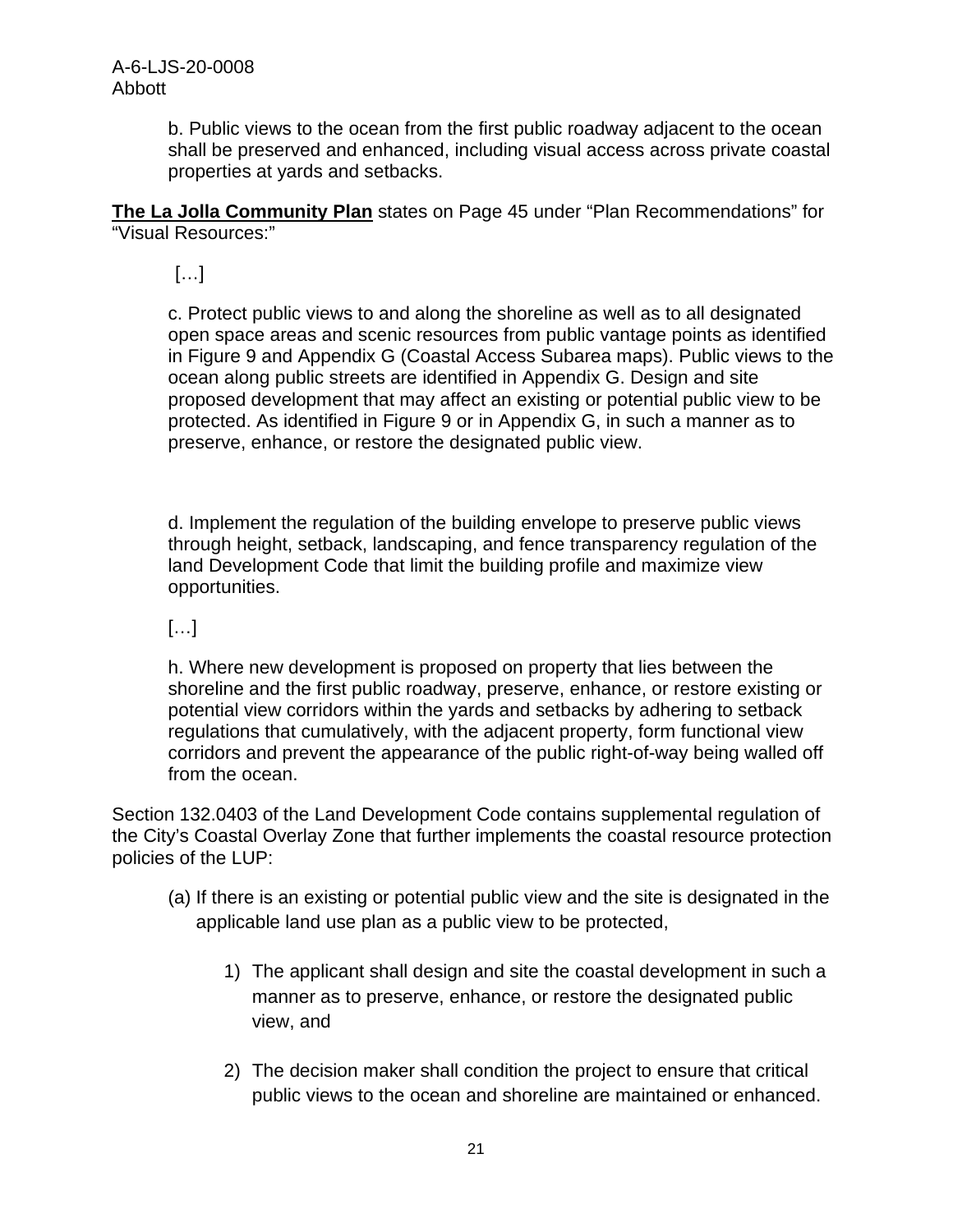b. Public views to the ocean from the first public roadway adjacent to the ocean shall be preserved and enhanced, including visual access across private coastal properties at yards and setbacks.

**The La Jolla Community Plan** states on Page 45 under "Plan Recommendations" for "Visual Resources:"

[…]

c. Protect public views to and along the shoreline as well as to all designated open space areas and scenic resources from public vantage points as identified in Figure 9 and Appendix G (Coastal Access Subarea maps). Public views to the ocean along public streets are identified in Appendix G. Design and site proposed development that may affect an existing or potential public view to be protected. As identified in Figure 9 or in Appendix G, in such a manner as to preserve, enhance, or restore the designated public view.

d. Implement the regulation of the building envelope to preserve public views through height, setback, landscaping, and fence transparency regulation of the land Development Code that limit the building profile and maximize view opportunities.

[…]

h. Where new development is proposed on property that lies between the shoreline and the first public roadway, preserve, enhance, or restore existing or potential view corridors within the yards and setbacks by adhering to setback regulations that cumulatively, with the adjacent property, form functional view corridors and prevent the appearance of the public right-of-way being walled off from the ocean.

Section 132.0403 of the Land Development Code contains supplemental regulation of the City's Coastal Overlay Zone that further implements the coastal resource protection policies of the LUP:

(a) If there is an existing or potential public view and the site is designated in the applicable land use plan as a public view to be protected,

1) The applicant shall design and site the coastal development in such a manner as to preserve, enhance, or restore the designated public view, and

2) The decision maker shall condition the project to ensure that critical public views to the ocean and shoreline are maintained or enhanced.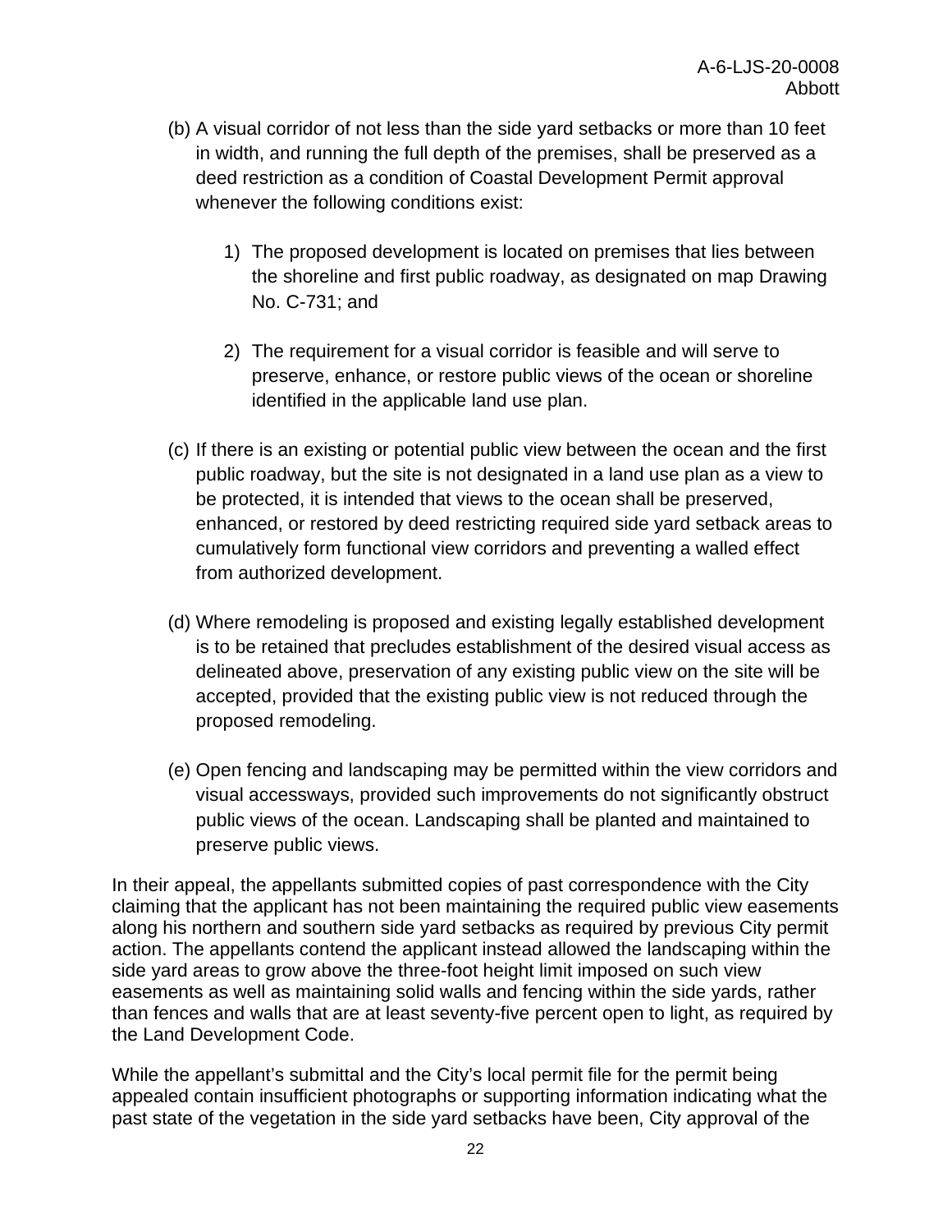(b) A visual corridor of not less than the side yard setbacks or more than 10 feet in width, and running the full depth of the premises, shall be preserved as a deed restriction as a condition of Coastal Development Permit approval whenever the following conditions exist:

1) The proposed development is located on premises that lies between the shoreline and first public roadway, as designated on map Drawing No. C-731; and

2) The requirement for a visual corridor is feasible and will serve to preserve, enhance, or restore public views of the ocean or shoreline identified in the applicable land use plan.

(c) If there is an existing or potential public view between the ocean and the first public roadway, but the site is not designated in a land use plan as a view to be protected, it is intended that views to the ocean shall be preserved, enhanced, or restored by deed restricting required side yard setback areas to cumulatively form functional view corridors and preventing a walled effect from authorized development.

(d) Where remodeling is proposed and existing legally established development is to be retained that precludes establishment of the desired visual access as delineated above, preservation of any existing public view on the site will be accepted, provided that the existing public view is not reduced through the proposed remodeling.

(e) Open fencing and landscaping may be permitted within the view corridors and visual accessways, provided such improvements do not significantly obstruct public views of the ocean. Landscaping shall be planted and maintained to preserve public views.

In their appeal, the appellants submitted copies of past correspondence with the City claiming that the applicant has not been maintaining the required public view easements along his northern and southern side yard setbacks as required by previous City permit action. The appellants contend the applicant instead allowed the landscaping within the side yard areas to grow above the three-foot height limit imposed on such view easements as well as maintaining solid walls and fencing within the side yards, rather than fences and walls that are at least seventy-five percent open to light, as required by the Land Development Code.

While the appellant's submittal and the City's local permit file for the permit being appealed contain insufficient photographs or supporting information indicating what the past state of the vegetation in the side yard setbacks have been, City approval of the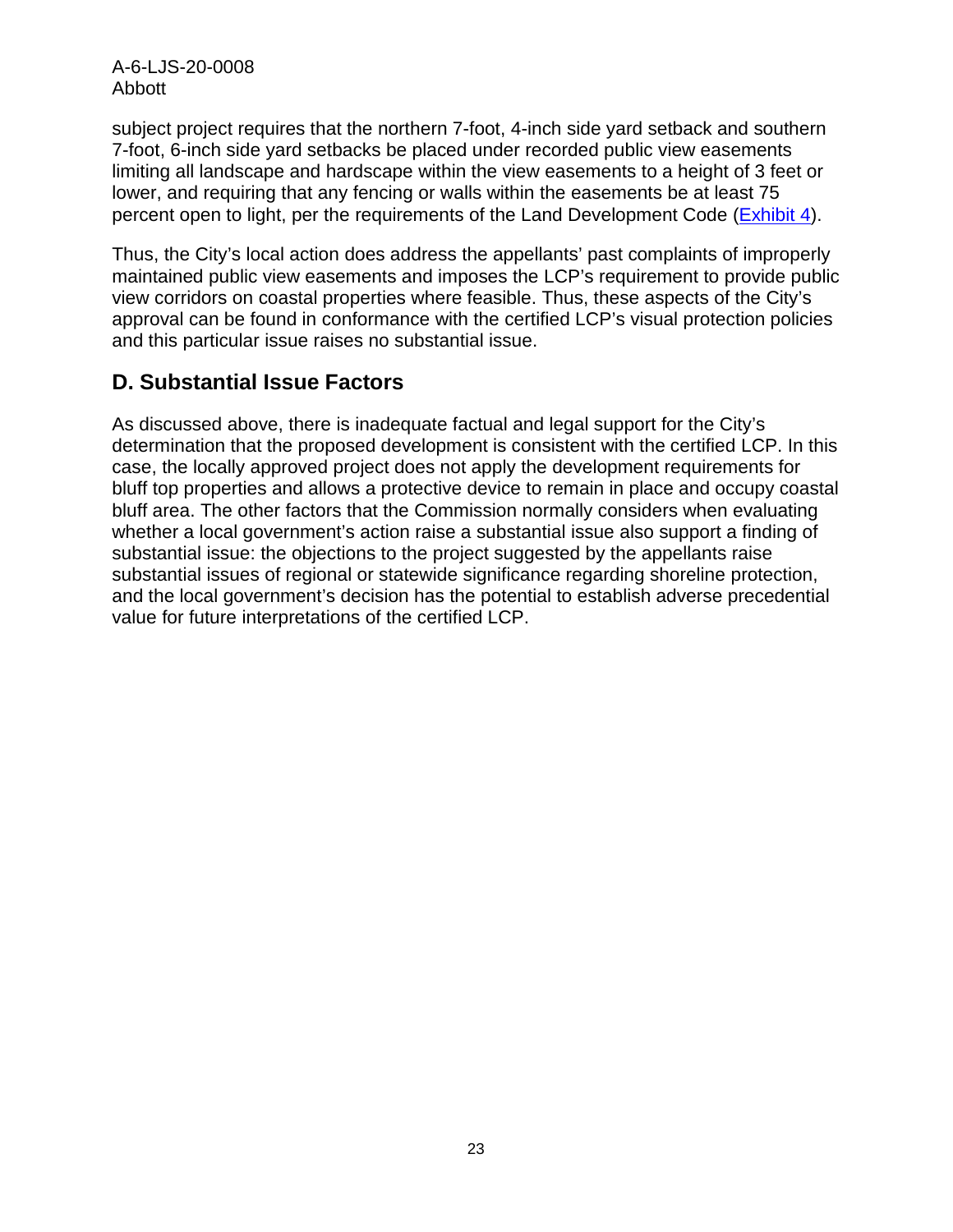subject project requires that the northern 7-foot, 4-inch side yard setback and southern 7-foot, 6-inch side yard setbacks be placed under recorded public view easements limiting all landscape and hardscape within the view easements to a height of 3 feet or lower, and requiring that any fencing or walls within the easements be at least 75 percent open to light, per the requirements of the Land Development Code (Exhibit 4).

Thus, the City's local action does address the appellants' past complaints of improperly maintained public view easements and imposes the LCP's requirement to provide public view corridors on coastal properties where feasible. Thus, these aspects of the City's approval can be found in conformance with the certified LCP's visual protection policies and this particular issue raises no substantial issue.

## D. Substantial Issue Factors

As discussed above, there is inadequate factual and legal support for the City's determination that the proposed development is consistent with the certified LCP. In this case, the locally approved project does not apply the development requirements for bluff top properties and allows a protective device to remain in place and occupy coastal bluff area. The other factors that the Commission normally considers when evaluating whether a local government's action raise a substantial issue also support a finding of substantial issue: the objections to the project suggested by the appellants raise substantial issues of regional or statewide significance regarding shoreline protection, and the local government's decision has the potential to establish adverse precedential value for future interpretations of the certified LCP.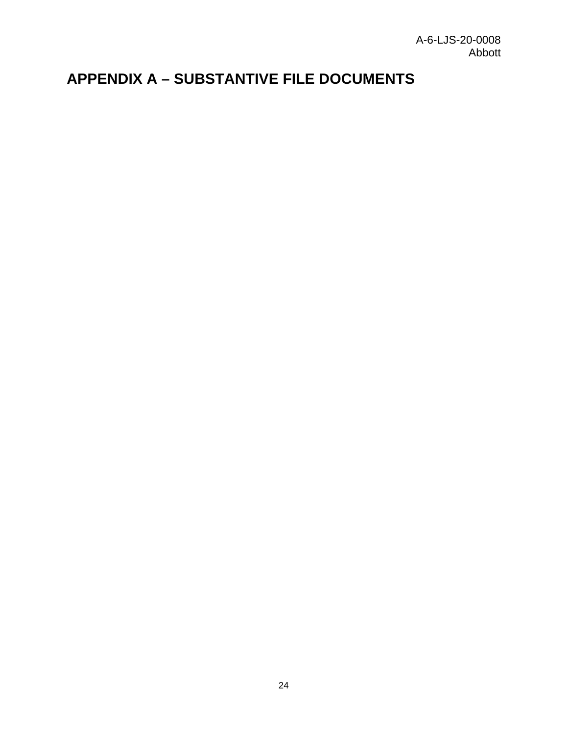# APPENDIX A – SUBSTANTIVE FILE DOCUMENTS